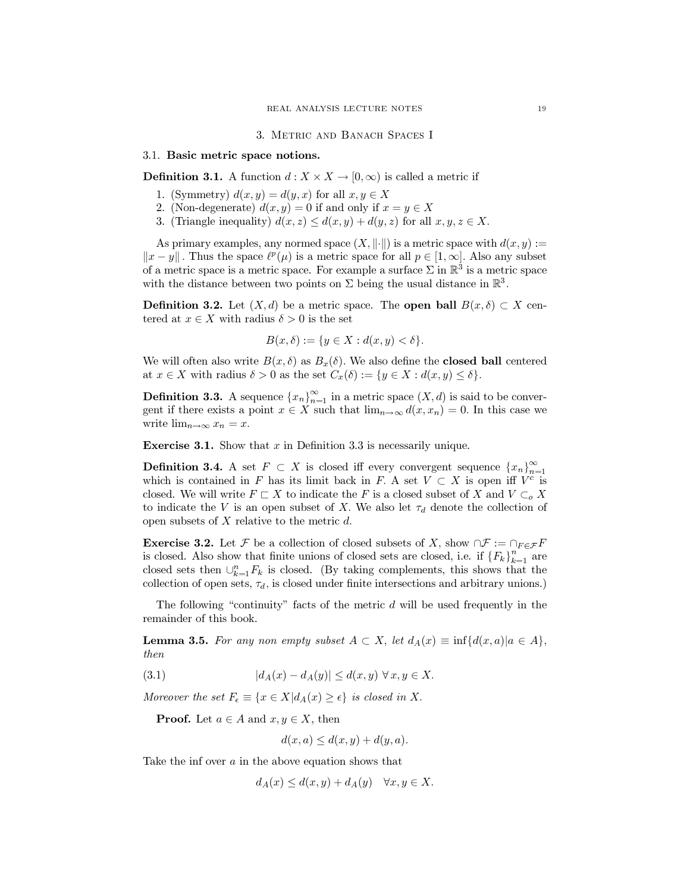## 3. Metric and Banach Spaces I

### 3.1. Basic metric space notions.

**Definition 3.1.** A function $d : X \times X \to [0, \infty)$ is called a metric if

1. (Symmetry) $d(x, y) = d(y, x)$ for all $x, y \in X$
2. (Non-degenerate) $d(x, y) = 0$ if and only if $x = y \in X$
3. (Triangle inequality) $d(x, z) \le d(x, y) + d(y, z)$ for all $x, y, z \in X$.

As primary examples, any normed space $(X, \|\cdot\|)$ is a metric space with $d(x, y) := \|x - y\|$. Thus the space $\ell^p(\mu)$ is a metric space for all $p \in [1, \infty]$. Also any subset of a metric space is a metric space. For example a surface $\Sigma$ in $\mathbb{R}^3$ is a metric space with the distance between two points on $\Sigma$ being the usual distance in $\mathbb{R}^3$.

**Definition 3.2.** Let $(X, d)$ be a metric space. The **open ball** $B(x, \delta) \subset X$ centered at $x \in X$ with radius $\delta > 0$ is the set

$$B(x, \delta) := \{y \in X : d(x, y) < \delta\}.$$

We will often also write $B(x, \delta)$ as $B_x(\delta)$. We also define the **closed ball** centered at $x \in X$ with radius $\delta > 0$ as the set $C_x(\delta) := \{y \in X : d(x, y) \le \delta\}$.

**Definition 3.3.** A sequence $\{x_n\}_{n=1}^{\infty}$ in a metric space $(X, d)$ is said to be convergent if there exists a point $x \in X$ such that $\lim_{n\to\infty} d(x, x_n) = 0$. In this case we write $\lim_{n\to\infty} x_n = x$.

**Exercise 3.1.** Show that $x$ in Definition 3.3 is necessarily unique.

**Definition 3.4.** A set $F \subset X$ is closed iff every convergent sequence $\{x_n\}_{n=1}^{\infty}$ which is contained in $F$ has its limit back in $F$. A set $V \subset X$ is open iff $V^c$ is closed. We will write $F \sqsubset X$ to indicate the $F$ is a closed subset of $X$ and $V \subset_o X$ to indicate the $V$ is an open subset of $X$. We also let $\tau_d$ denote the collection of open subsets of $X$ relative to the metric $d$.

**Exercise 3.2.** Let $\mathcal{F}$ be a collection of closed subsets of $X$, show $\cap\mathcal{F} := \cap_{F\in\mathcal{F}} F$ is closed. Also show that finite unions of closed sets are closed, i.e. if $\{F_k\}_{k=1}^{n}$ are closed sets then $\cup_{k=1}^{n} F_k$ is closed. (By taking complements, this shows that the collection of open sets, $\tau_d$, is closed under finite intersections and arbitrary unions.)

The following "continuity" facts of the metric $d$ will be used frequently in the remainder of this book.

**Lemma 3.5.** *For any non empty subset $A \subset X$, let $d_A(x) \equiv \inf\{d(x, a) | a \in A\}$, then*

$$|d_A(x) - d_A(y)| \le d(x, y) \;\forall\, x, y \in X. \tag{3.1}$$

*Moreover the set $F_\epsilon \equiv \{x \in X | d_A(x) \ge \epsilon\}$ is closed in $X$.*

**Proof.** Let $a \in A$ and $x, y \in X$, then

$$d(x, a) \le d(x, y) + d(y, a).$$

Take the inf over $a$ in the above equation shows that

$$d_A(x) \le d(x, y) + d_A(y) \quad \forall x, y \in X.$$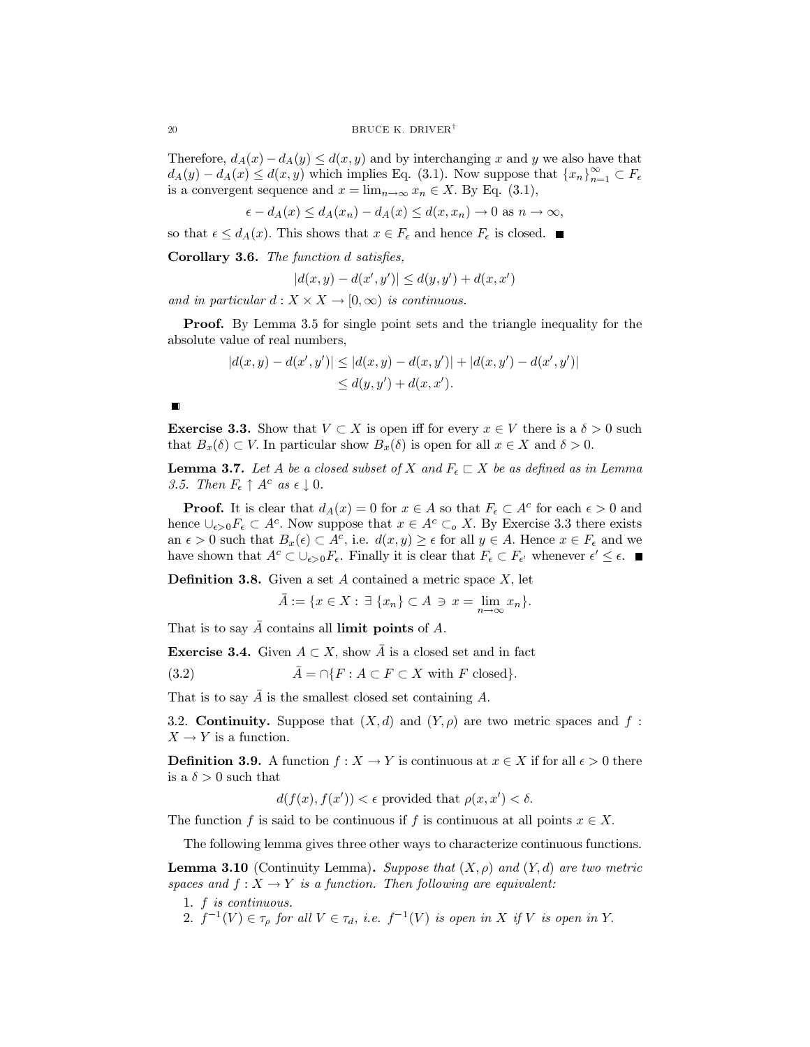Therefore, $d_A(x) - d_A(y) \leq d(x,y)$ and by interchanging $x$ and $y$ we also have that $d_A(y) - d_A(x) \leq d(x,y)$ which implies Eq. (3.1). Now suppose that $\{x_n\}_{n=1}^\infty \subset F_\epsilon$ is a convergent sequence and $x = \lim_{n\to\infty} x_n \in X$. By Eq. (3.1),

$$\epsilon - d_A(x) \leq d_A(x_n) - d_A(x) \leq d(x, x_n) \to 0 \text{ as } n \to \infty,$$

so that $\epsilon \leq d_A(x)$. This shows that $x \in F_\epsilon$ and hence $F_\epsilon$ is closed. ■

**Corollary 3.6.** *The function $d$ satisfies,*

$$|d(x,y) - d(x',y')| \leq d(y,y') + d(x,x')$$

*and in particular $d : X \times X \to [0,\infty)$ is continuous.*

**Proof.** By Lemma 3.5 for single point sets and the triangle inequality for the absolute value of real numbers,

$$\begin{aligned}
|d(x,y) - d(x',y')| &\leq |d(x,y) - d(x,y')| + |d(x,y') - d(x',y')| \\
&\leq d(y,y') + d(x,x').
\end{aligned}$$

■

**Exercise 3.3.** Show that $V \subset X$ is open iff for every $x \in V$ there is a $\delta > 0$ such that $B_x(\delta) \subset V$. In particular show $B_x(\delta)$ is open for all $x \in X$ and $\delta > 0$.

**Lemma 3.7.** *Let $A$ be a closed subset of $X$ and $F_\epsilon \sqsubset X$ be as defined as in Lemma 3.5. Then $F_\epsilon \uparrow A^c$ as $\epsilon \downarrow 0$.*

**Proof.** It is clear that $d_A(x) = 0$ for $x \in A$ so that $F_\epsilon \subset A^c$ for each $\epsilon > 0$ and hence $\cup_{\epsilon>0} F_\epsilon \subset A^c$. Now suppose that $x \in A^c \subset_o X$. By Exercise 3.3 there exists an $\epsilon > 0$ such that $B_x(\epsilon) \subset A^c$, i.e. $d(x,y) \geq \epsilon$ for all $y \in A$. Hence $x \in F_\epsilon$ and we have shown that $A^c \subset \cup_{\epsilon>0} F_\epsilon$. Finally it is clear that $F_\epsilon \subset F_{\epsilon'}$ whenever $\epsilon' \leq \epsilon$. ■

**Definition 3.8.** Given a set $A$ contained a metric space $X$, let

$$\bar{A} := \{x \in X : \exists \; \{x_n\} \subset A \ni x = \lim_{n\to\infty} x_n\}.$$

That is to say $\bar{A}$ contains all **limit points** of $A$.

**Exercise 3.4.** Given $A \subset X$, show $\bar{A}$ is a closed set and in fact

$$\bar{A} = \cap \{F : A \subset F \subset X \text{ with } F \text{ closed}\}. \tag{3.2}$$

That is to say $\bar{A}$ is the smallest closed set containing $A$.

3.2. **Continuity.** Suppose that $(X,d)$ and $(Y,\rho)$ are two metric spaces and $f : X \to Y$ is a function.

**Definition 3.9.** A function $f : X \to Y$ is continuous at $x \in X$ if for all $\epsilon > 0$ there is a $\delta > 0$ such that

$$d(f(x), f(x')) < \epsilon \text{ provided that } \rho(x,x') < \delta.$$

The function $f$ is said to be continuous if $f$ is continuous at all points $x \in X$.

The following lemma gives three other ways to characterize continuous functions.

**Lemma 3.10** (Continuity Lemma)**.** *Suppose that $(X,\rho)$ and $(Y,d)$ are two metric spaces and $f : X \to Y$ is a function. Then following are equivalent:*

1. *$f$ is continuous.*
2. *$f^{-1}(V) \in \tau_\rho$ for all $V \in \tau_d$, i.e. $f^{-1}(V)$ is open in $X$ if $V$ is open in $Y$.*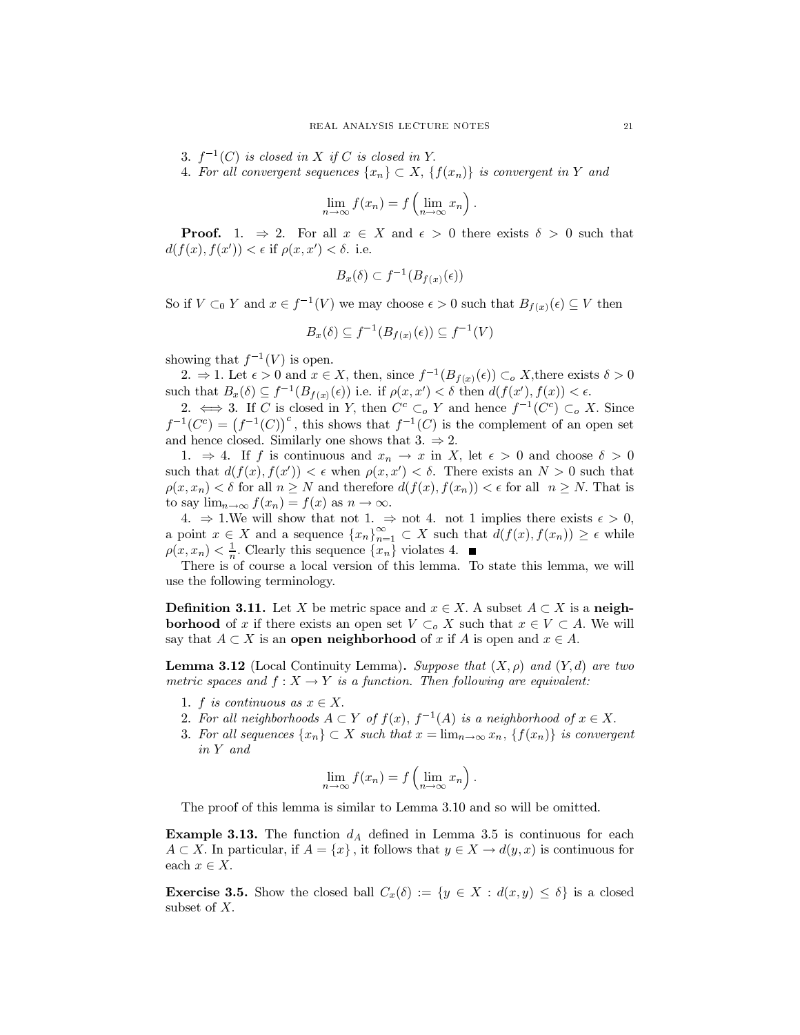3. *$f^{-1}(C)$ is closed in $X$ if $C$ is closed in $Y$.*
4. *For all convergent sequences $\{x_n\} \subset X$, $\{f(x_n)\}$ is convergent in $Y$ and*

$$\lim_{n\to\infty} f(x_n) = f\left(\lim_{n\to\infty} x_n\right).$$

**Proof.** 1. $\Rightarrow$ 2. For all $x \in X$ and $\epsilon > 0$ there exists $\delta > 0$ such that $d(f(x), f(x')) < \epsilon$ if $\rho(x, x') < \delta$. i.e.

$$B_x(\delta) \subset f^{-1}(B_{f(x)}(\epsilon))$$

So if $V \subset_0 Y$ and $x \in f^{-1}(V)$ we may choose $\epsilon > 0$ such that $B_{f(x)}(\epsilon) \subseteq V$ then

$$B_x(\delta) \subseteq f^{-1}(B_{f(x)}(\epsilon)) \subseteq f^{-1}(V)$$

showing that $f^{-1}(V)$ is open.

2. $\Rightarrow$ 1. Let $\epsilon > 0$ and $x \in X$, then, since $f^{-1}(B_{f(x)}(\epsilon)) \subset_o X$,there exists $\delta > 0$ such that $B_x(\delta) \subseteq f^{-1}(B_{f(x)}(\epsilon))$ i.e. if $\rho(x, x') < \delta$ then $d(f(x'), f(x)) < \epsilon$.

2. $\iff$ 3. If $C$ is closed in $Y$, then $C^c \subset_o Y$ and hence $f^{-1}(C^c) \subset_o X$. Since $f^{-1}(C^c) = \left(f^{-1}(C)\right)^c$, this shows that $f^{-1}(C)$ is the complement of an open set and hence closed. Similarly one shows that 3. $\Rightarrow$ 2.

1. $\Rightarrow$ 4. If $f$ is continuous and $x_n \to x$ in $X$, let $\epsilon > 0$ and choose $\delta > 0$ such that $d(f(x), f(x')) < \epsilon$ when $\rho(x, x') < \delta$. There exists an $N > 0$ such that $\rho(x, x_n) < \delta$ for all $n \geq N$ and therefore $d(f(x), f(x_n)) < \epsilon$ for all $n \geq N$. That is to say $\lim_{n\to\infty} f(x_n) = f(x)$ as $n \to \infty$.

4. $\Rightarrow$ 1.We will show that not 1. $\Rightarrow$ not 4. not 1 implies there exists $\epsilon > 0$, a point $x \in X$ and a sequence $\{x_n\}_{n=1}^\infty \subset X$ such that $d(f(x), f(x_n)) \geq \epsilon$ while $\rho(x, x_n) < \frac{1}{n}$. Clearly this sequence $\{x_n\}$ violates 4. ■

There is of course a local version of this lemma. To state this lemma, we will use the following terminology.

**Definition 3.11.** Let $X$ be metric space and $x \in X$. A subset $A \subset X$ is a **neighborhood** of $x$ if there exists an open set $V \subset_o X$ such that $x \in V \subset A$. We will say that $A \subset X$ is an **open neighborhood** of $x$ if $A$ is open and $x \in A$.

**Lemma 3.12** (Local Continuity Lemma)**.** *Suppose that $(X, \rho)$ and $(Y, d)$ are two metric spaces and $f : X \to Y$ is a function. Then following are equivalent:*

1. *$f$ is continuous as $x \in X$.*
2. *For all neighborhoods $A \subset Y$ of $f(x)$, $f^{-1}(A)$ is a neighborhood of $x \in X$.*
3. *For all sequences $\{x_n\} \subset X$ such that $x = \lim_{n\to\infty} x_n$, $\{f(x_n)\}$ is convergent in $Y$ and*

$$\lim_{n\to\infty} f(x_n) = f\left(\lim_{n\to\infty} x_n\right).$$

The proof of this lemma is similar to Lemma 3.10 and so will be omitted.

**Example 3.13.** The function $d_A$ defined in Lemma 3.5 is continuous for each $A \subset X$. In particular, if $A = \{x\}$, it follows that $y \in X \to d(y, x)$ is continuous for each $x \in X$.

**Exercise 3.5.** Show the closed ball $C_x(\delta) := \{y \in X : d(x, y) \leq \delta\}$ is a closed subset of $X$.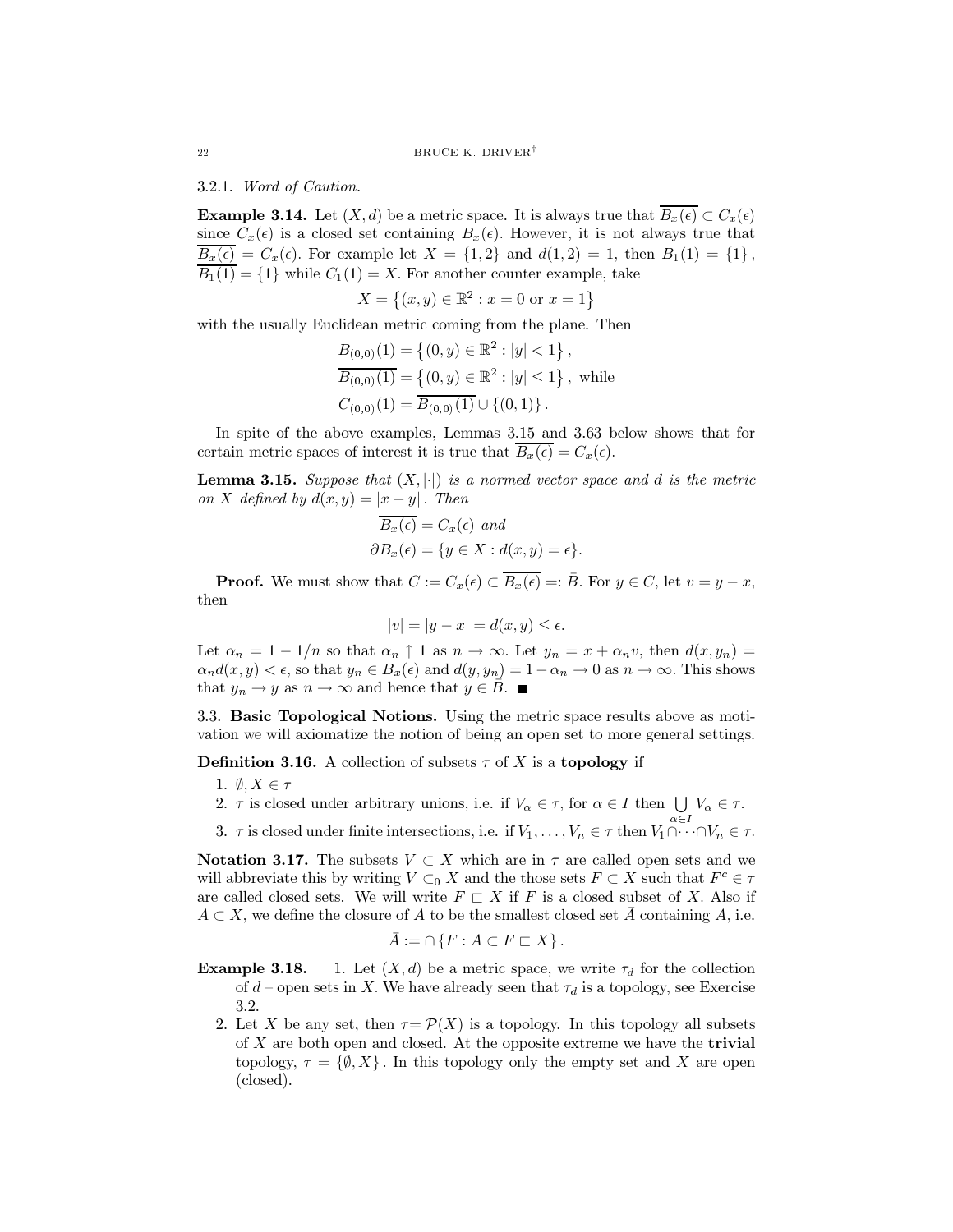3.2.1. *Word of Caution.*

**Example 3.14.** Let $(X, d)$ be a metric space. It is always true that $\overline{B_x(\epsilon)} \subset C_x(\epsilon)$ since $C_x(\epsilon)$ is a closed set containing $B_x(\epsilon)$. However, it is not always true that $\overline{B_x(\epsilon)} = C_x(\epsilon)$. For example let $X = \{1, 2\}$ and $d(1, 2) = 1$, then $B_1(1) = \{1\}$, $\overline{B_1(1)} = \{1\}$ while $C_1(1) = X$. For another counter example, take

$$X = \left\{(x, y) \in \mathbb{R}^2 : x = 0 \text{ or } x = 1\right\}$$

with the usually Euclidean metric coming from the plane. Then

$$B_{(0,0)}(1) = \left\{(0, y) \in \mathbb{R}^2 : |y| < 1\right\},$$
$$\overline{B_{(0,0)}(1)} = \left\{(0, y) \in \mathbb{R}^2 : |y| \leq 1\right\}, \text{ while}$$
$$C_{(0,0)}(1) = \overline{B_{(0,0)}(1)} \cup \{(0, 1)\}.$$

In spite of the above examples, Lemmas 3.15 and 3.63 below shows that for certain metric spaces of interest it is true that $\overline{B_x(\epsilon)} = C_x(\epsilon)$.

**Lemma 3.15.** *Suppose that $(X, |\cdot|)$ is a normed vector space and $d$ is the metric on $X$ defined by $d(x, y) = |x - y|$. Then*

$$\overline{B_x(\epsilon)} = C_x(\epsilon) \text{ and}$$
$$\partial B_x(\epsilon) = \{y \in X : d(x, y) = \epsilon\}.$$

**Proof.** We must show that $C := C_x(\epsilon) \subset \overline{B_x(\epsilon)} =: \bar{B}$. For $y \in C$, let $v = y - x$, then

$$|v| = |y - x| = d(x, y) \leq \epsilon.$$

Let $\alpha_n = 1 - 1/n$ so that $\alpha_n \uparrow 1$ as $n \to \infty$. Let $y_n = x + \alpha_n v$, then $d(x, y_n) = \alpha_n d(x, y) < \epsilon$, so that $y_n \in B_x(\epsilon)$ and $d(y, y_n) = 1 - \alpha_n \to 0$ as $n \to \infty$. This shows that $y_n \to y$ as $n \to \infty$ and hence that $y \in \bar{B}$. ■

3.3. **Basic Topological Notions.** Using the metric space results above as motivation we will axiomatize the notion of being an open set to more general settings.

**Definition 3.16.** A collection of subsets $\tau$ of $X$ is a **topology** if

1. $\emptyset, X \in \tau$
2. $\tau$ is closed under arbitrary unions, i.e. if $V_\alpha \in \tau$, for $\alpha \in I$ then $\bigcup_{\alpha \in I} V_\alpha \in \tau$.
3. $\tau$ is closed under finite intersections, i.e. if $V_1, \ldots, V_n \in \tau$ then $V_1 \cap \cdots \cap V_n \in \tau$.

**Notation 3.17.** The subsets $V \subset X$ which are in $\tau$ are called open sets and we will abbreviate this by writing $V \subset_0 X$ and the those sets $F \subset X$ such that $F^c \in \tau$ are called closed sets. We will write $F \sqsubset X$ if $F$ is a closed subset of $X$. Also if $A \subset X$, we define the closure of $A$ to be the smallest closed set $\bar{A}$ containing $A$, i.e.

$$\bar{A} := \cap \{F : A \subset F \sqsubset X\}.$$

**Example 3.18.**

1. Let $(X, d)$ be a metric space, we write $\tau_d$ for the collection of $d$ – open sets in $X$. We have already seen that $\tau_d$ is a topology, see Exercise 3.2.
2. Let $X$ be any set, then $\tau = \mathcal{P}(X)$ is a topology. In this topology all subsets of $X$ are both open and closed. At the opposite extreme we have the **trivial** topology, $\tau = \{\emptyset, X\}$. In this topology only the empty set and $X$ are open (closed).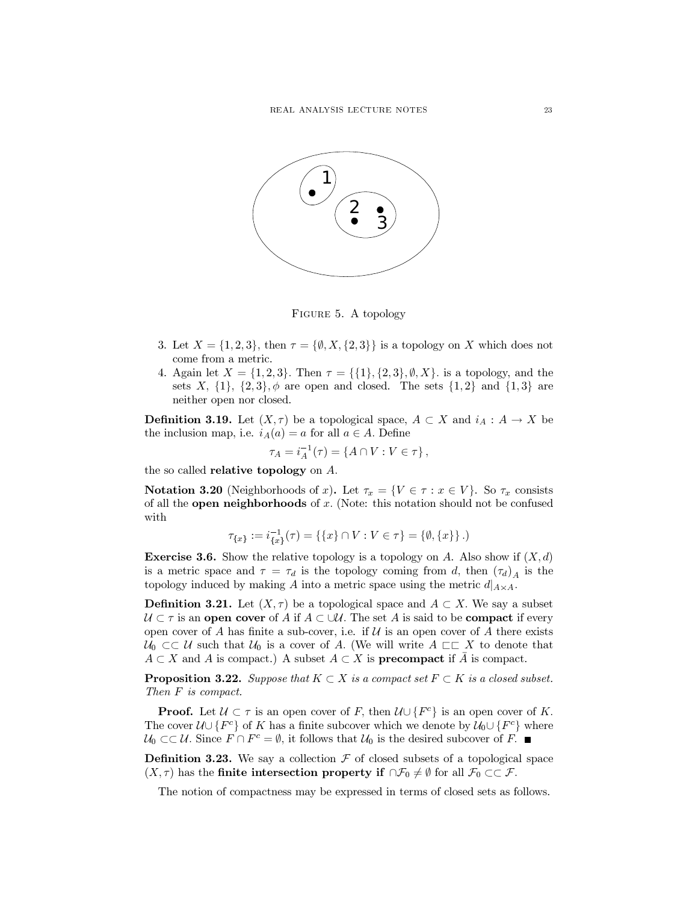Figure 5. A topology

3. Let $X = \{1, 2, 3\}$, then $\tau = \{\emptyset, X, \{2, 3\}\}$ is a topology on $X$ which does not come from a metric.
4. Again let $X = \{1, 2, 3\}$. Then $\tau = \{\{1\}, \{2, 3\}, \emptyset, X\}$. is a topology, and the sets $X$, $\{1\}$, $\{2, 3\}, \phi$ are open and closed. The sets $\{1, 2\}$ and $\{1, 3\}$ are neither open nor closed.

**Definition 3.19.** Let $(X, \tau)$ be a topological space, $A \subset X$ and $i_A : A \to X$ be the inclusion map, i.e. $i_A(a) = a$ for all $a \in A$. Define

$$\tau_A = i_A^{-1}(\tau) = \{A \cap V : V \in \tau\},$$

the so called **relative topology** on $A$.

**Notation 3.20** (Neighborhoods of $x$)**.** Let $\tau_x = \{V \in \tau : x \in V\}$. So $\tau_x$ consists of all the **open neighborhoods** of $x$. (Note: this notation should not be confused with

$$\tau_{\{x\}} := i_{\{x\}}^{-1}(\tau) = \{\{x\} \cap V : V \in \tau\} = \{\emptyset, \{x\}\}.)$$

**Exercise 3.6.** Show the relative topology is a topology on $A$. Also show if $(X, d)$ is a metric space and $\tau = \tau_d$ is the topology coming from $d$, then $(\tau_d)_A$ is the topology induced by making $A$ into a metric space using the metric $d|_{A \times A}$.

**Definition 3.21.** Let $(X, \tau)$ be a topological space and $A \subset X$. We say a subset $\mathcal{U} \subset \tau$ is an **open cover** of $A$ if $A \subset \cup\mathcal{U}$. The set $A$ is said to be **compact** if every open cover of $A$ has finite a sub-cover, i.e. if $\mathcal{U}$ is an open cover of $A$ there exists $\mathcal{U}_0 \subset\subset \mathcal{U}$ such that $\mathcal{U}_0$ is a cover of $A$. (We will write $A \sqsubset\sqsubset X$ to denote that $A \subset X$ and $A$ is compact.) A subset $A \subset X$ is **precompact** if $\bar{A}$ is compact.

**Proposition 3.22.** *Suppose that $K \subset X$ is a compact set $F \subset K$ is a closed subset. Then $F$ is compact.*

**Proof.** Let $\mathcal{U} \subset \tau$ is an open cover of $F$, then $\mathcal{U} \cup \{F^c\}$ is an open cover of $K$. The cover $\mathcal{U} \cup \{F^c\}$ of $K$ has a finite subcover which we denote by $\mathcal{U}_0 \cup \{F^c\}$ where $\mathcal{U}_0 \subset\subset \mathcal{U}$. Since $F \cap F^c = \emptyset$, it follows that $\mathcal{U}_0$ is the desired subcover of $F$. ■

**Definition 3.23.** We say a collection $\mathcal{F}$ of closed subsets of a topological space $(X, \tau)$ has the **finite intersection property if** $\cap\mathcal{F}_0 \neq \emptyset$ for all $\mathcal{F}_0 \subset\subset \mathcal{F}$.

The notion of compactness may be expressed in terms of closed sets as follows.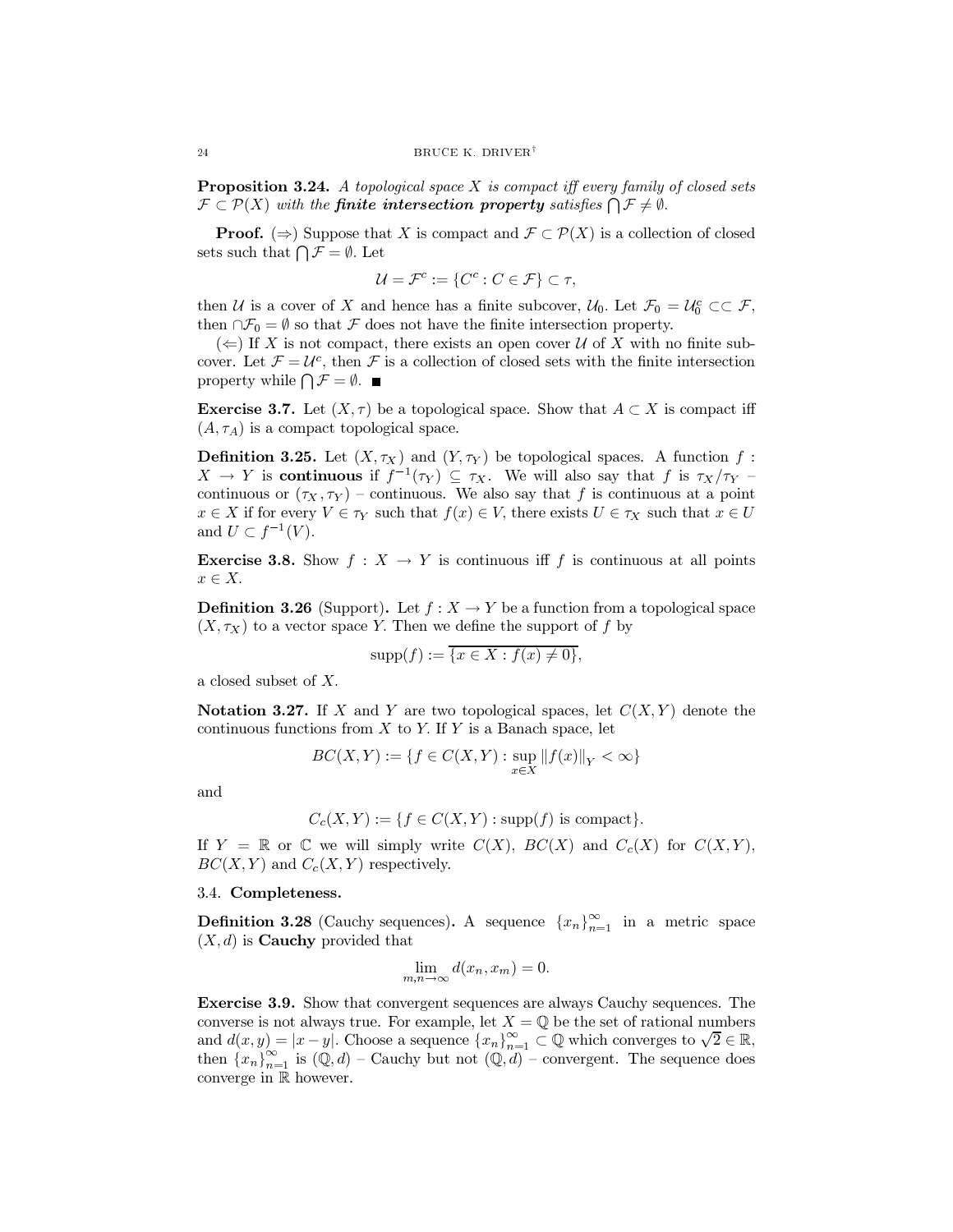**Proposition 3.24.** *A topological space $X$ is compact iff every family of closed sets $\mathcal{F} \subset \mathcal{P}(X)$ with the **finite intersection property** satisfies $\bigcap \mathcal{F} \neq \emptyset$.*

**Proof.** ($\Rightarrow$) Suppose that $X$ is compact and $\mathcal{F} \subset \mathcal{P}(X)$ is a collection of closed sets such that $\bigcap \mathcal{F} = \emptyset$. Let

$$\mathcal{U} = \mathcal{F}^c := \{C^c : C \in \mathcal{F}\} \subset \tau,$$

then $\mathcal{U}$ is a cover of $X$ and hence has a finite subcover, $\mathcal{U}_0$. Let $\mathcal{F}_0 = \mathcal{U}_0^c \subset\subset \mathcal{F}$, then $\cap \mathcal{F}_0 = \emptyset$ so that $\mathcal{F}$ does not have the finite intersection property.

($\Leftarrow$) If $X$ is not compact, there exists an open cover $\mathcal{U}$ of $X$ with no finite subcover. Let $\mathcal{F} = \mathcal{U}^c$, then $\mathcal{F}$ is a collection of closed sets with the finite intersection property while $\bigcap \mathcal{F} = \emptyset$. ■

**Exercise 3.7.** Let $(X, \tau)$ be a topological space. Show that $A \subset X$ is compact iff $(A, \tau_A)$ is a compact topological space.

**Definition 3.25.** Let $(X, \tau_X)$ and $(Y, \tau_Y)$ be topological spaces. A function $f : X \to Y$ is **continuous** if $f^{-1}(\tau_Y) \subseteq \tau_X$. We will also say that $f$ is $\tau_X/\tau_Y$ – continuous or $(\tau_X, \tau_Y)$ – continuous. We also say that $f$ is continuous at a point $x \in X$ if for every $V \in \tau_Y$ such that $f(x) \in V$, there exists $U \in \tau_X$ such that $x \in U$ and $U \subset f^{-1}(V)$.

**Exercise 3.8.** Show $f : X \to Y$ is continuous iff $f$ is continuous at all points $x \in X$.

**Definition 3.26** (Support)**.** Let $f : X \to Y$ be a function from a topological space $(X, \tau_X)$ to a vector space $Y$. Then we define the support of $f$ by

$$\operatorname{supp}(f) := \overline{\{x \in X : f(x) \neq 0\}},$$

a closed subset of $X$.

**Notation 3.27.** If $X$ and $Y$ are two topological spaces, let $C(X, Y)$ denote the continuous functions from $X$ to $Y$. If $Y$ is a Banach space, let

$$BC(X, Y) := \{f \in C(X, Y) : \sup_{x \in X} \|f(x)\|_Y < \infty\}$$

and

$$C_c(X, Y) := \{f \in C(X, Y) : \operatorname{supp}(f) \text{ is compact}\}.$$

If $Y = \mathbb{R}$ or $\mathbb{C}$ we will simply write $C(X)$, $BC(X)$ and $C_c(X)$ for $C(X, Y)$, $BC(X, Y)$ and $C_c(X, Y)$ respectively.

### 3.4. **Completeness.**

**Definition 3.28** (Cauchy sequences)**.** A sequence $\{x_n\}_{n=1}^{\infty}$ in a metric space $(X, d)$ is **Cauchy** provided that

$$\lim_{m,n \to \infty} d(x_n, x_m) = 0.$$

**Exercise 3.9.** Show that convergent sequences are always Cauchy sequences. The converse is not always true. For example, let $X = \mathbb{Q}$ be the set of rational numbers and $d(x, y) = |x - y|$. Choose a sequence $\{x_n\}_{n=1}^{\infty} \subset \mathbb{Q}$ which converges to $\sqrt{2} \in \mathbb{R}$, then $\{x_n\}_{n=1}^{\infty}$ is $(\mathbb{Q}, d)$ – Cauchy but not $(\mathbb{Q}, d)$ – convergent. The sequence does converge in $\mathbb{R}$ however.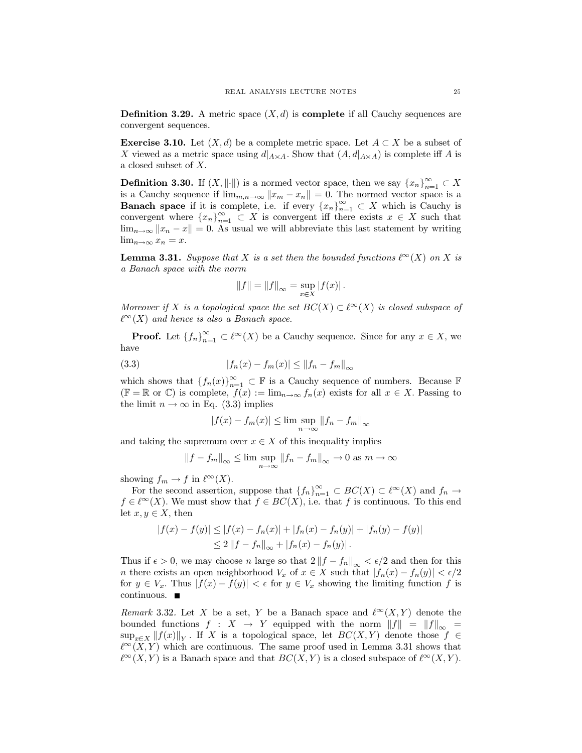**Definition 3.29.** A metric space $(X, d)$ is **complete** if all Cauchy sequences are convergent sequences.

**Exercise 3.10.** Let $(X, d)$ be a complete metric space. Let $A \subset X$ be a subset of $X$ viewed as a metric space using $d|_{A \times A}$. Show that $(A, d|_{A\times A})$ is complete iff $A$ is a closed subset of $X$.

**Definition 3.30.** If $(X, \|\cdot\|)$ is a normed vector space, then we say $\{x_n\}_{n=1}^{\infty} \subset X$ is a Cauchy sequence if $\lim_{m,n\to\infty} \|x_m - x_n\| = 0$. The normed vector space is a **Banach space** if it is complete, i.e. if every $\{x_n\}_{n=1}^{\infty} \subset X$ which is Cauchy is convergent where $\{x_n\}_{n=1}^{\infty} \subset X$ is convergent iff there exists $x \in X$ such that $\lim_{n\to\infty} \|x_n - x\| = 0$. As usual we will abbreviate this last statement by writing $\lim_{n\to\infty} x_n = x$.

**Lemma 3.31.** *Suppose that $X$ is a set then the bounded functions $\ell^\infty(X)$ on $X$ is a Banach space with the norm*

$$\|f\| = \|f\|_\infty = \sup_{x\in X} |f(x)|.$$

*Moreover if $X$ is a topological space the set $BC(X) \subset \ell^\infty(X)$ is closed subspace of $\ell^\infty(X)$ and hence is also a Banach space.*

**Proof.** Let $\{f_n\}_{n=1}^{\infty} \subset \ell^\infty(X)$ be a Cauchy sequence. Since for any $x \in X$, we have

$$|f_n(x) - f_m(x)| \leq \|f_n - f_m\|_\infty \tag{3.3}$$

which shows that $\{f_n(x)\}_{n=1}^{\infty} \subset \mathbb{F}$ is a Cauchy sequence of numbers. Because $\mathbb{F}$ ($\mathbb{F} = \mathbb{R}$ or $\mathbb{C}$) is complete, $f(x) := \lim_{n\to\infty} f_n(x)$ exists for all $x \in X$. Passing to the limit $n \to \infty$ in Eq. (3.3) implies

$$|f(x) - f_m(x)| \leq \limsup_{n\to\infty} \|f_n - f_m\|_\infty$$

and taking the supremum over $x \in X$ of this inequality implies

$$\|f - f_m\|_\infty \leq \limsup_{n\to\infty} \|f_n - f_m\|_\infty \to 0 \text{ as } m \to \infty$$

showing $f_m \to f$ in $\ell^\infty(X)$.

For the second assertion, suppose that $\{f_n\}_{n=1}^{\infty} \subset BC(X) \subset \ell^\infty(X)$ and $f_n \to f \in \ell^\infty(X)$. We must show that $f \in BC(X)$, i.e. that $f$ is continuous. To this end let $x, y \in X$, then

$$\begin{aligned}
|f(x) - f(y)| &\leq |f(x) - f_n(x)| + |f_n(x) - f_n(y)| + |f_n(y) - f(y)| \\
&\leq 2\|f - f_n\|_\infty + |f_n(x) - f_n(y)|.
\end{aligned}$$

Thus if $\epsilon > 0$, we may choose $n$ large so that $2\|f - f_n\|_\infty < \epsilon/2$ and then for this $n$ there exists an open neighborhood $V_x$ of $x \in X$ such that $|f_n(x) - f_n(y)| < \epsilon/2$ for $y \in V_x$. Thus $|f(x) - f(y)| < \epsilon$ for $y \in V_x$ showing the limiting function $f$ is continuous. ∎

*Remark* 3.32. Let $X$ be a set, $Y$ be a Banach space and $\ell^\infty(X, Y)$ denote the bounded functions $f : X \to Y$ equipped with the norm $\|f\| = \|f\|_\infty = \sup_{x\in X} \|f(x)\|_Y$. If $X$ is a topological space, let $BC(X, Y)$ denote those $f \in \ell^\infty(X, Y)$ which are continuous. The same proof used in Lemma 3.31 shows that $\ell^\infty(X, Y)$ is a Banach space and that $BC(X, Y)$ is a closed subspace of $\ell^\infty(X, Y)$.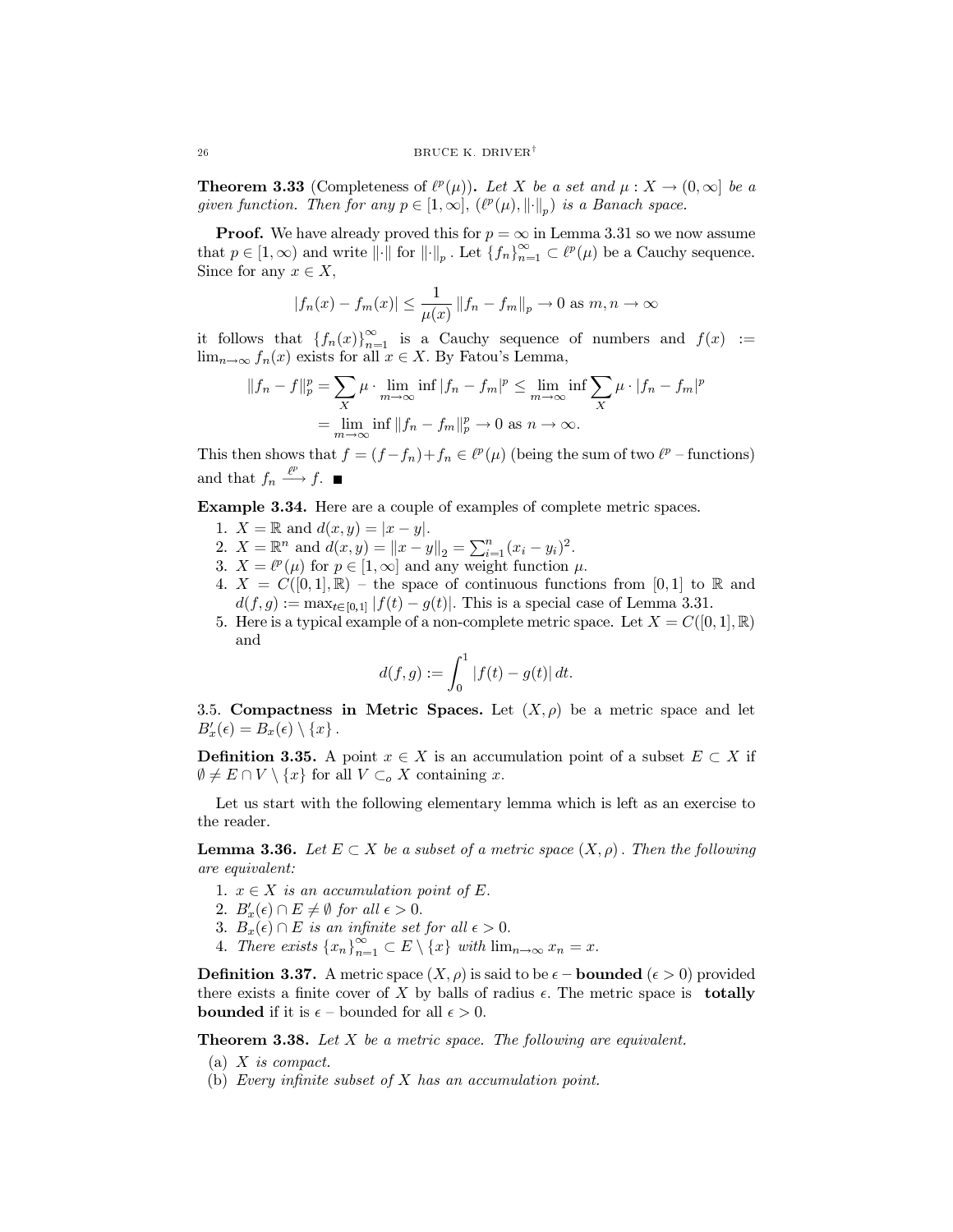**Theorem 3.33** (Completeness of $\ell^p(\mu)$)**.** *Let $X$ be a set and $\mu : X \to (0, \infty]$ be a given function. Then for any $p \in [1, \infty]$, $(\ell^p(\mu), \|\cdot\|_p)$ is a Banach space.*

**Proof.** We have already proved this for $p = \infty$ in Lemma 3.31 so we now assume that $p \in [1, \infty)$ and write $\|\cdot\|$ for $\|\cdot\|_p$. Let $\{f_n\}_{n=1}^\infty \subset \ell^p(\mu)$ be a Cauchy sequence. Since for any $x \in X$,

$$|f_n(x) - f_m(x)| \le \frac{1}{\mu(x)} \|f_n - f_m\|_p \to 0 \text{ as } m, n \to \infty$$

it follows that $\{f_n(x)\}_{n=1}^\infty$ is a Cauchy sequence of numbers and $f(x) := \lim_{n\to\infty} f_n(x)$ exists for all $x \in X$. By Fatou's Lemma,

$$\begin{aligned}
\|f_n - f\|_p^p &= \sum_X \mu \cdot \lim_{m\to\infty} \inf |f_n - f_m|^p \le \lim_{m\to\infty} \inf \sum_X \mu \cdot |f_n - f_m|^p \\
&= \lim_{m\to\infty} \inf \|f_n - f_m\|_p^p \to 0 \text{ as } n \to \infty.
\end{aligned}$$

This then shows that $f = (f - f_n) + f_n \in \ell^p(\mu)$ (being the sum of two $\ell^p$ – functions) and that $f_n \xrightarrow{\ell^p} f$. ■

**Example 3.34.** Here are a couple of examples of complete metric spaces.

1. $X = \mathbb{R}$ and $d(x, y) = |x - y|$.
2. $X = \mathbb{R}^n$ and $d(x, y) = \|x - y\|_2 = \sum_{i=1}^n (x_i - y_i)^2$.
3. $X = \ell^p(\mu)$ for $p \in [1, \infty]$ and any weight function $\mu$.
4. $X = C([0, 1], \mathbb{R})$ – the space of continuous functions from $[0, 1]$ to $\mathbb{R}$ and $d(f, g) := \max_{t\in[0,1]} |f(t) - g(t)|$. This is a special case of Lemma 3.31.
5. Here is a typical example of a non-complete metric space. Let $X = C([0, 1], \mathbb{R})$ and
$$d(f, g) := \int_0^1 |f(t) - g(t)|\, dt.$$

3.5. **Compactness in Metric Spaces.** Let $(X, \rho)$ be a metric space and let $B'_x(\epsilon) = B_x(\epsilon) \setminus \{x\}$.

**Definition 3.35.** A point $x \in X$ is an accumulation point of a subset $E \subset X$ if $\emptyset \ne E \cap V \setminus \{x\}$ for all $V \subset_o X$ containing $x$.

Let us start with the following elementary lemma which is left as an exercise to the reader.

**Lemma 3.36.** *Let $E \subset X$ be a subset of a metric space $(X, \rho)$. Then the following are equivalent:*

1. *$x \in X$ is an accumulation point of $E$.*
2. *$B'_x(\epsilon) \cap E \ne \emptyset$ for all $\epsilon > 0$.*
3. *$B_x(\epsilon) \cap E$ is an infinite set for all $\epsilon > 0$.*
4. *There exists $\{x_n\}_{n=1}^\infty \subset E \setminus \{x\}$ with $\lim_{n\to\infty} x_n = x$.*

**Definition 3.37.** A metric space $(X, \rho)$ is said to be $\epsilon$ – **bounded** ($\epsilon > 0$) provided there exists a finite cover of $X$ by balls of radius $\epsilon$. The metric space is **totally bounded** if it is $\epsilon$ – bounded for all $\epsilon > 0$.

**Theorem 3.38.** *Let $X$ be a metric space. The following are equivalent.*

(a) *$X$ is compact.*
(b) *Every infinite subset of $X$ has an accumulation point.*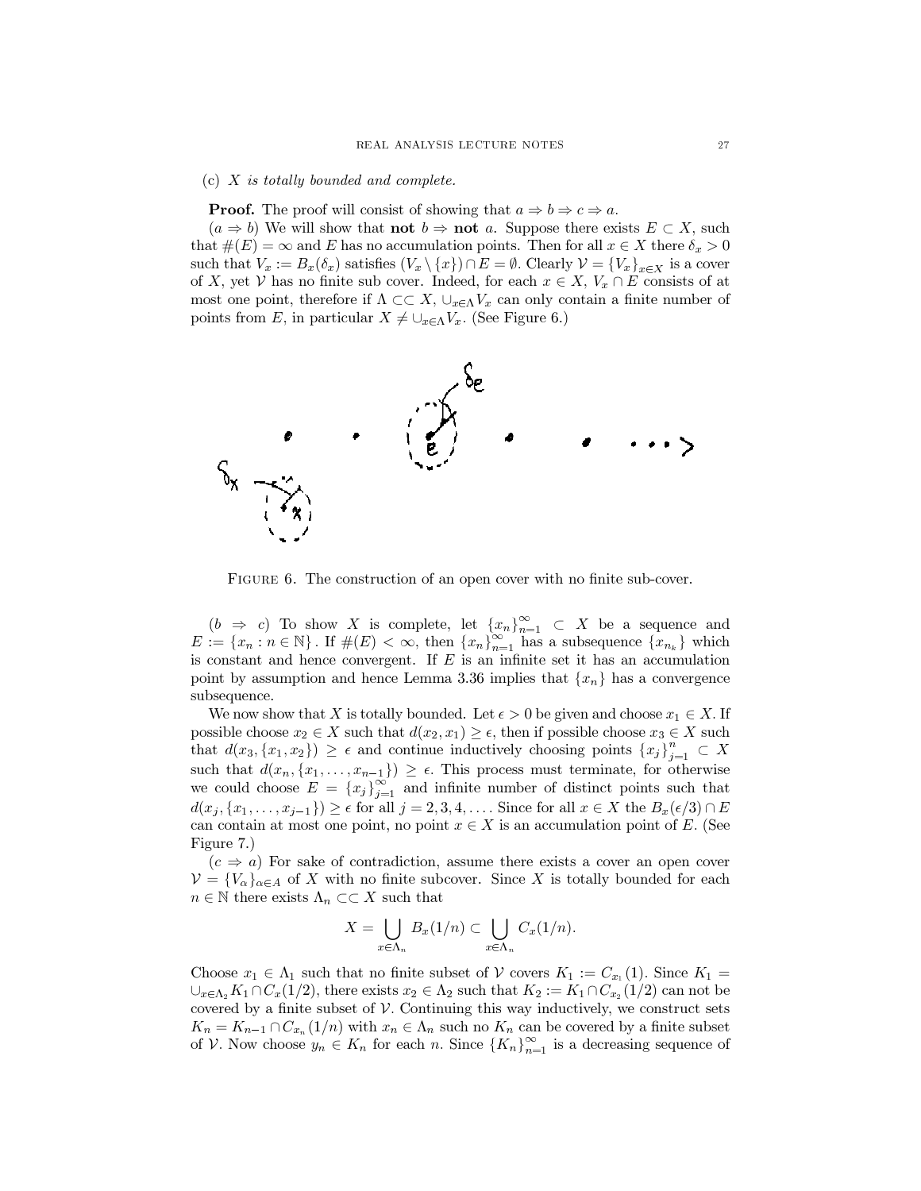(c) *X is totally bounded and complete.*

**Proof.** The proof will consist of showing that $a \Rightarrow b \Rightarrow c \Rightarrow a$.

($a \Rightarrow b$) We will show that **not** $b \Rightarrow$ **not** $a$. Suppose there exists $E \subset X$, such that $\#(E) = \infty$ and $E$ has no accumulation points. Then for all $x \in X$ there $\delta_x > 0$ such that $V_x := B_x(\delta_x)$ satisfies $(V_x \setminus \{x\}) \cap E = \emptyset$. Clearly $\mathcal{V} = \{V_x\}_{x \in X}$ is a cover of $X$, yet $\mathcal{V}$ has no finite sub cover. Indeed, for each $x \in X$, $V_x \cap E$ consists of at most one point, therefore if $\Lambda \subset\subset X$, $\cup_{x \in \Lambda} V_x$ can only contain a finite number of points from $E$, in particular $X \neq \cup_{x \in \Lambda} V_x$. (See Figure 6.)

Figure 6. The construction of an open cover with no finite sub-cover.

($b \Rightarrow c$) To show $X$ is complete, let $\{x_n\}_{n=1}^{\infty} \subset X$ be a sequence and $E := \{x_n : n \in \mathbb{N}\}$. If $\#(E) < \infty$, then $\{x_n\}_{n=1}^{\infty}$ has a subsequence $\{x_{n_k}\}$ which is constant and hence convergent. If $E$ is an infinite set it has an accumulation point by assumption and hence Lemma 3.36 implies that $\{x_n\}$ has a convergence subsequence.

We now show that $X$ is totally bounded. Let $\epsilon > 0$ be given and choose $x_1 \in X$. If possible choose $x_2 \in X$ such that $d(x_2, x_1) \geq \epsilon$, then if possible choose $x_3 \in X$ such that $d(x_3, \{x_1, x_2\}) \geq \epsilon$ and continue inductively choosing points $\{x_j\}_{j=1}^{n} \subset X$ such that $d(x_n, \{x_1, \ldots, x_{n-1}\}) \geq \epsilon$. This process must terminate, for otherwise we could choose $E = \{x_j\}_{j=1}^{\infty}$ and infinite number of distinct points such that $d(x_j, \{x_1, \ldots, x_{j-1}\}) \geq \epsilon$ for all $j = 2, 3, 4, \ldots$. Since for all $x \in X$ the $B_x(\epsilon/3) \cap E$ can contain at most one point, no point $x \in X$ is an accumulation point of $E$. (See Figure 7.)

($c \Rightarrow a$) For sake of contradiction, assume there exists a cover an open cover $\mathcal{V} = \{V_\alpha\}_{\alpha \in A}$ of $X$ with no finite subcover. Since $X$ is totally bounded for each $n \in \mathbb{N}$ there exists $\Lambda_n \subset\subset X$ such that

$$X = \bigcup_{x \in \Lambda_n} B_x(1/n) \subset \bigcup_{x \in \Lambda_n} C_x(1/n).$$

Choose $x_1 \in \Lambda_1$ such that no finite subset of $\mathcal{V}$ covers $K_1 := C_{x_1}(1)$. Since $K_1 = \cup_{x \in \Lambda_2} K_1 \cap C_x(1/2)$, there exists $x_2 \in \Lambda_2$ such that $K_2 := K_1 \cap C_{x_2}(1/2)$ can not be covered by a finite subset of $\mathcal{V}$. Continuing this way inductively, we construct sets $K_n = K_{n-1} \cap C_{x_n}(1/n)$ with $x_n \in \Lambda_n$ such no $K_n$ can be covered by a finite subset of $\mathcal{V}$. Now choose $y_n \in K_n$ for each $n$. Since $\{K_n\}_{n=1}^{\infty}$ is a decreasing sequence of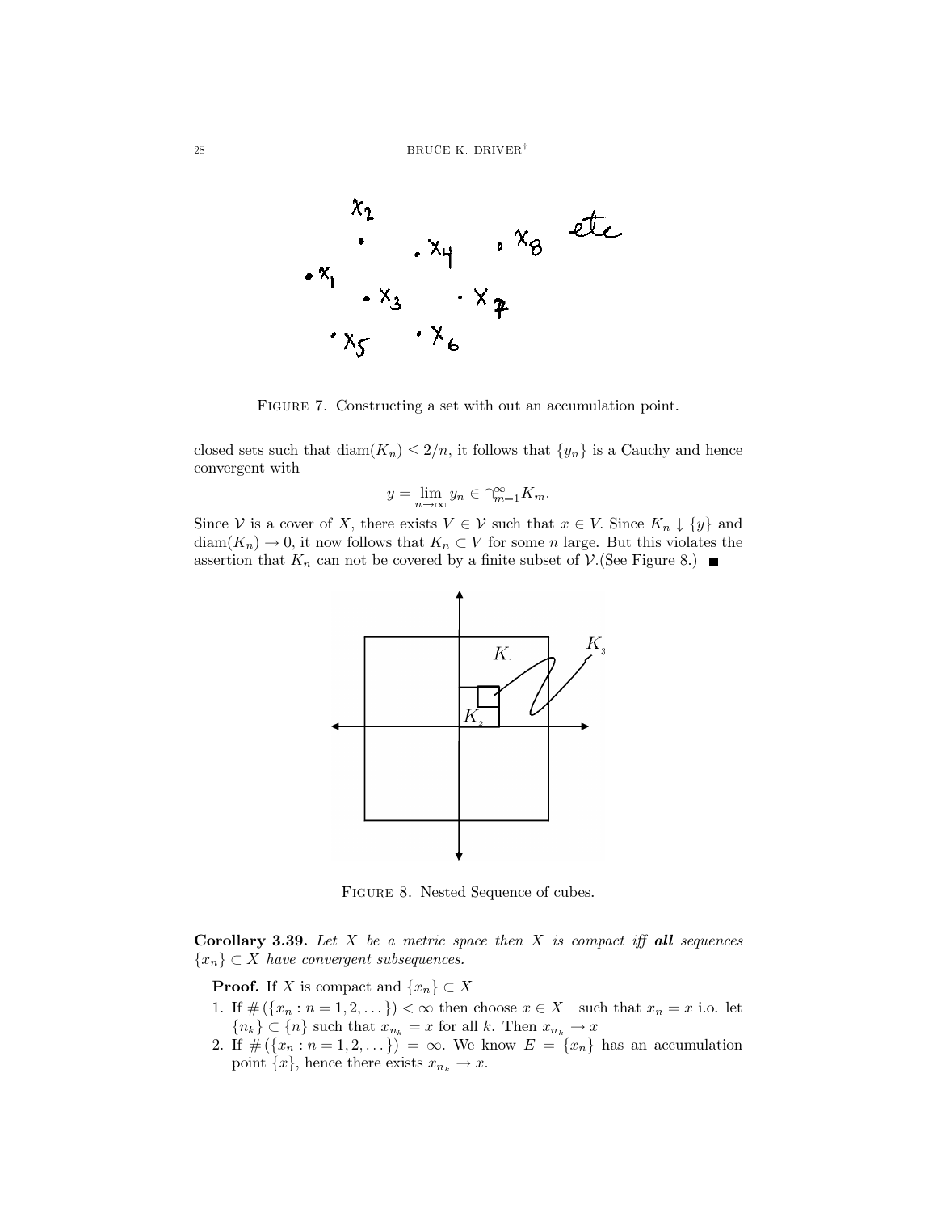FIGURE 7. Constructing a set with out an accumulation point.

closed sets such that $\text{diam}(K_n) \le 2/n$, it follows that $\{y_n\}$ is a Cauchy and hence convergent with

$$y = \lim_{n\to\infty} y_n \in \cap_{m=1}^{\infty} K_m.$$

Since $\mathcal{V}$ is a cover of $X$, there exists $V \in \mathcal{V}$ such that $x \in V$. Since $K_n \downarrow \{y\}$ and $\text{diam}(K_n) \to 0$, it now follows that $K_n \subset V$ for some $n$ large. But this violates the assertion that $K_n$ can not be covered by a finite subset of $\mathcal{V}$.(See Figure 8.) ■

FIGURE 8. Nested Sequence of cubes.

**Corollary 3.39.** *Let $X$ be a metric space then $X$ is compact iff* ***all*** *sequences $\{x_n\} \subset X$ have convergent subsequences.*

**Proof.** If $X$ is compact and $\{x_n\} \subset X$

1. If $\#(\{x_n : n = 1, 2, \dots\}) < \infty$ then choose $x \in X$ such that $x_n = x$ i.o. let $\{n_k\} \subset \{n\}$ such that $x_{n_k} = x$ for all $k$. Then $x_{n_k} \to x$
2. If $\#(\{x_n : n = 1, 2, \dots\}) = \infty$. We know $E = \{x_n\}$ has an accumulation point $\{x\}$, hence there exists $x_{n_k} \to x$.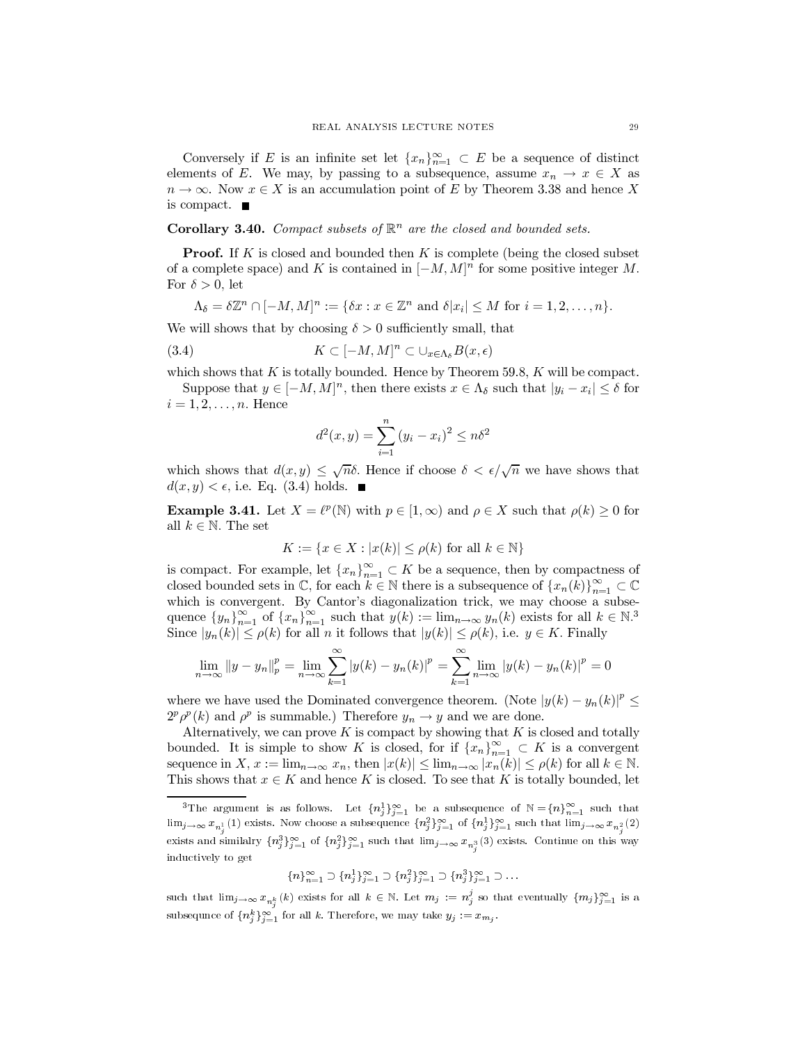Conversely if $E$ is an infinite set let $\{x_n\}_{n=1}^\infty \subset E$ be a sequence of distinct elements of $E$. We may, by passing to a subsequence, assume $x_n \to x \in X$ as $n \to \infty$. Now $x \in X$ is an accumulation point of $E$ by Theorem 3.38 and hence $X$ is compact. ■

**Corollary 3.40.** *Compact subsets of $\mathbb{R}^n$ are the closed and bounded sets.*

**Proof.** If $K$ is closed and bounded then $K$ is complete (being the closed subset of a complete space) and $K$ is contained in $[-M, M]^n$ for some positive integer $M$. For $\delta > 0$, let

$$\Lambda_\delta = \delta\mathbb{Z}^n \cap [-M, M]^n := \{\delta x : x \in \mathbb{Z}^n \text{ and } \delta |x_i| \leq M \text{ for } i = 1, 2, \ldots, n\}.$$

We will shows that by choosing $\delta > 0$ sufficiently small, that

$$K \subset [-M, M]^n \subset \cup_{x \in \Lambda_\delta} B(x, \epsilon) \tag{3.4}$$

which shows that $K$ is totally bounded. Hence by Theorem 59.8, $K$ will be compact.

Suppose that $y \in [-M, M]^n$, then there exists $x \in \Lambda_\delta$ such that $|y_i - x_i| \leq \delta$ for $i = 1, 2, \ldots, n$. Hence

$$d^2(x, y) = \sum_{i=1}^n (y_i - x_i)^2 \leq n\delta^2$$

which shows that $d(x, y) \leq \sqrt{n}\delta$. Hence if choose $\delta < \epsilon/\sqrt{n}$ we have shows that $d(x, y) < \epsilon$, i.e. Eq. (3.4) holds. ■

**Example 3.41.** Let $X = \ell^p(\mathbb{N})$ with $p \in [1, \infty)$ and $\rho \in X$ such that $\rho(k) \geq 0$ for all $k \in \mathbb{N}$. The set

$$K := \{x \in X : |x(k)| \leq \rho(k) \text{ for all } k \in \mathbb{N}\}$$

is compact. For example, let $\{x_n\}_{n=1}^\infty \subset K$ be a sequence, then by compactness of closed bounded sets in $\mathbb{C}$, for each $k \in \mathbb{N}$ there is a subsequence of $\{x_n(k)\}_{n=1}^\infty \subset \mathbb{C}$ which is convergent. By Cantor's diagonalization trick, we may choose a subsequence $\{y_n\}_{n=1}^\infty$ of $\{x_n\}_{n=1}^\infty$ such that $y(k) := \lim_{n\to\infty} y_n(k)$ exists for all $k \in \mathbb{N}$.[3] Since $|y_n(k)| \leq \rho(k)$ for all $n$ it follows that $|y(k)| \leq \rho(k)$, i.e. $y \in K$. Finally

$$\lim_{n\to\infty} \|y - y_n\|_p^p = \lim_{n\to\infty} \sum_{k=1}^\infty |y(k) - y_n(k)|^p = \sum_{k=1}^\infty \lim_{n\to\infty} |y(k) - y_n(k)|^p = 0$$

where we have used the Dominated convergence theorem. (Note $|y(k) - y_n(k)|^p \leq 2^p \rho^p(k)$ and $\rho^p$ is summable.) Therefore $y_n \to y$ and we are done.

Alternatively, we can prove $K$ is compact by showing that $K$ is closed and totally bounded. It is simple to show $K$ is closed, for if $\{x_n\}_{n=1}^\infty \subset K$ is a convergent sequence in $X$, $x := \lim_{n\to\infty} x_n$, then $|x(k)| \leq \lim_{n\to\infty} |x_n(k)| \leq \rho(k)$ for all $k \in \mathbb{N}$. This shows that $x \in K$ and hence $K$ is closed. To see that $K$ is totally bounded, let

---

[3] The argument is as follows. Let $\{n_j^1\}_{j=1}^\infty$ be a subsequence of $\mathbb{N} = \{n\}_{n=1}^\infty$ such that $\lim_{j\to\infty} x_{n_j^1}(1)$ exists. Now choose a subsequence $\{n_j^2\}_{j=1}^\infty$ of $\{n_j^1\}_{j=1}^\infty$ such that $\lim_{j\to\infty} x_{n_j^2}(2)$ exists and similalry $\{n_j^3\}_{j=1}^\infty$ of $\{n_j^2\}_{j=1}^\infty$ such that $\lim_{j\to\infty} x_{n_j^3}(3)$ exists. Continue on this way inductively to get

$$\{n\}_{n=1}^\infty \supset \{n_j^1\}_{j=1}^\infty \supset \{n_j^2\}_{j=1}^\infty \supset \{n_j^3\}_{j=1}^\infty \supset \ldots$$

such that $\lim_{j\to\infty} x_{n_j^k}(k)$ exists for all $k \in \mathbb{N}$. Let $m_j := n_j^j$ so that eventually $\{m_j\}_{j=1}^\infty$ is a subsequnce of $\{n_j^k\}_{j=1}^\infty$ for all $k$. Therefore, we may take $y_j := x_{m_j}$.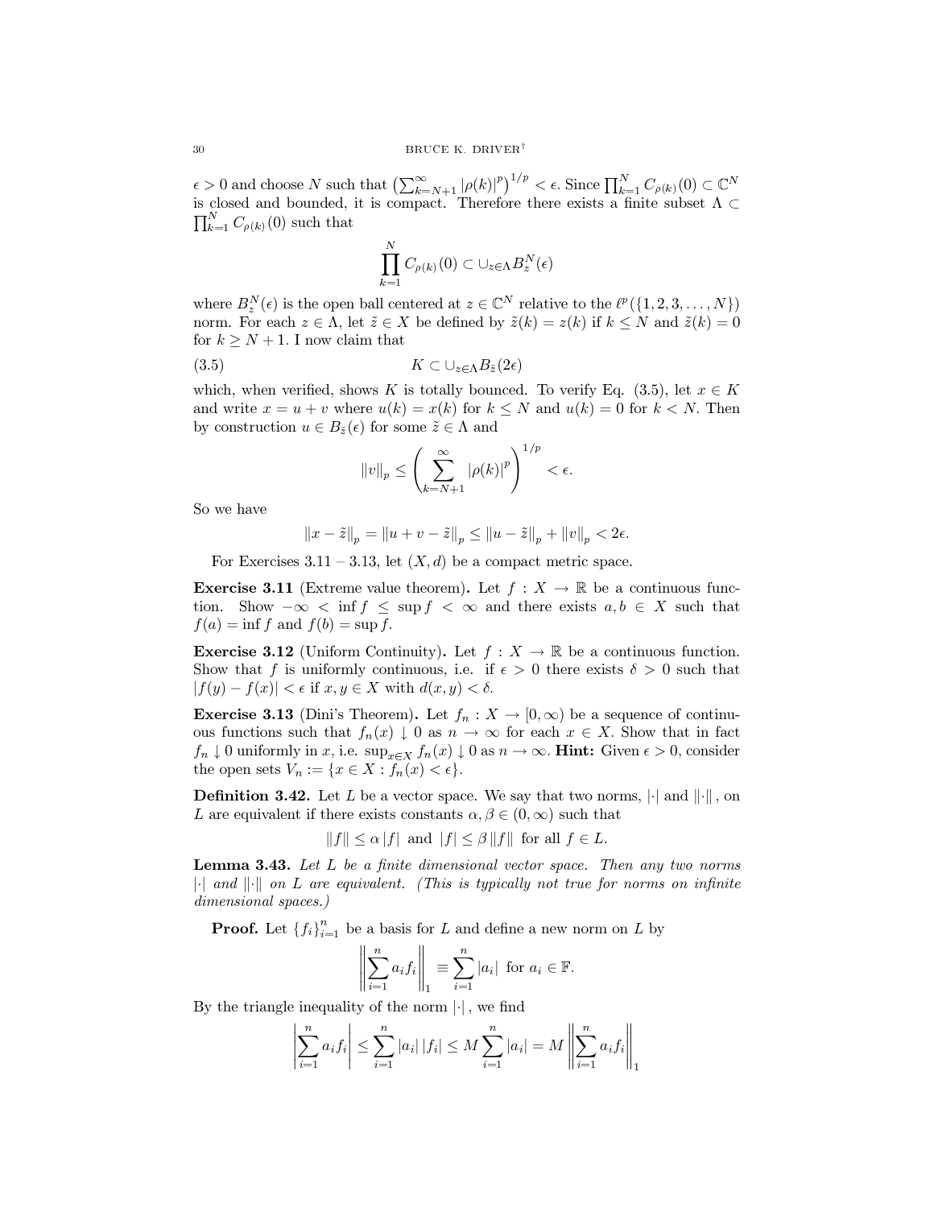$\epsilon > 0$ and choose $N$ such that $\left(\sum_{k=N+1}^{\infty} |\rho(k)|^p\right)^{1/p} < \epsilon$. Since $\prod_{k=1}^{N} C_{\rho(k)}(0) \subset \mathbb{C}^N$ is closed and bounded, it is compact. Therefore there exists a finite subset $\Lambda \subset \prod_{k=1}^{N} C_{\rho(k)}(0)$ such that

$$\prod_{k=1}^{N} C_{\rho(k)}(0) \subset \cup_{z \in \Lambda} B_z^N(\epsilon)$$

where $B_z^N(\epsilon)$ is the open ball centered at $z \in \mathbb{C}^N$ relative to the $\ell^p(\{1, 2, 3, \ldots, N\})$ norm. For each $z \in \Lambda$, let $\tilde{z} \in X$ be defined by $\tilde{z}(k) = z(k)$ if $k \leq N$ and $\tilde{z}(k) = 0$ for $k \geq N + 1$. I now claim that

$$K \subset \cup_{z \in \Lambda} B_{\tilde{z}}(2\epsilon) \tag{3.5}$$

which, when verified, shows $K$ is totally bounced. To verify Eq. (3.5), let $x \in K$ and write $x = u + v$ where $u(k) = x(k)$ for $k \leq N$ and $u(k) = 0$ for $k < N$. Then by construction $u \in B_{\tilde{z}}(\epsilon)$ for some $\tilde{z} \in \Lambda$ and

$$\|v\|_p \leq \left(\sum_{k=N+1}^{\infty} |\rho(k)|^p\right)^{1/p} < \epsilon.$$

So we have

$$\|x - \tilde{z}\|_p = \|u + v - \tilde{z}\|_p \leq \|u - \tilde{z}\|_p + \|v\|_p < 2\epsilon.$$

For Exercises 3.11 – 3.13, let $(X, d)$ be a compact metric space.

**Exercise 3.11** (Extreme value theorem)**.** Let $f : X \to \mathbb{R}$ be a continuous function. Show $-\infty < \inf f \leq \sup f < \infty$ and there exists $a, b \in X$ such that $f(a) = \inf f$ and $f(b) = \sup f$.

**Exercise 3.12** (Uniform Continuity)**.** Let $f : X \to \mathbb{R}$ be a continuous function. Show that $f$ is uniformly continuous, i.e. if $\epsilon > 0$ there exists $\delta > 0$ such that $|f(y) - f(x)| < \epsilon$ if $x, y \in X$ with $d(x, y) < \delta$.

**Exercise 3.13** (Dini's Theorem)**.** Let $f_n : X \to [0, \infty)$ be a sequence of continuous functions such that $f_n(x) \downarrow 0$ as $n \to \infty$ for each $x \in X$. Show that in fact $f_n \downarrow 0$ uniformly in $x$, i.e. $\sup_{x \in X} f_n(x) \downarrow 0$ as $n \to \infty$. **Hint:** Given $\epsilon > 0$, consider the open sets $V_n := \{x \in X : f_n(x) < \epsilon\}$.

**Definition 3.42.** Let $L$ be a vector space. We say that two norms, $|\cdot|$ and $\|\cdot\|$, on $L$ are equivalent if there exists constants $\alpha, \beta \in (0, \infty)$ such that

$$\|f\| \leq \alpha |f| \text{ and } |f| \leq \beta \|f\| \text{ for all } f \in L.$$

**Lemma 3.43.** *Let $L$ be a finite dimensional vector space. Then any two norms $|\cdot|$ and $\|\cdot\|$ on $L$ are equivalent. (This is typically not true for norms on infinite dimensional spaces.)*

**Proof.** Let $\{f_i\}_{i=1}^n$ be a basis for $L$ and define a new norm on $L$ by

$$\left\|\sum_{i=1}^{n} a_i f_i\right\|_1 \equiv \sum_{i=1}^{n} |a_i| \text{ for } a_i \in \mathbb{F}.$$

By the triangle inequality of the norm $|\cdot|$, we find

$$\left|\sum_{i=1}^{n} a_i f_i\right| \leq \sum_{i=1}^{n} |a_i| |f_i| \leq M \sum_{i=1}^{n} |a_i| = M \left\|\sum_{i=1}^{n} a_i f_i\right\|_1$$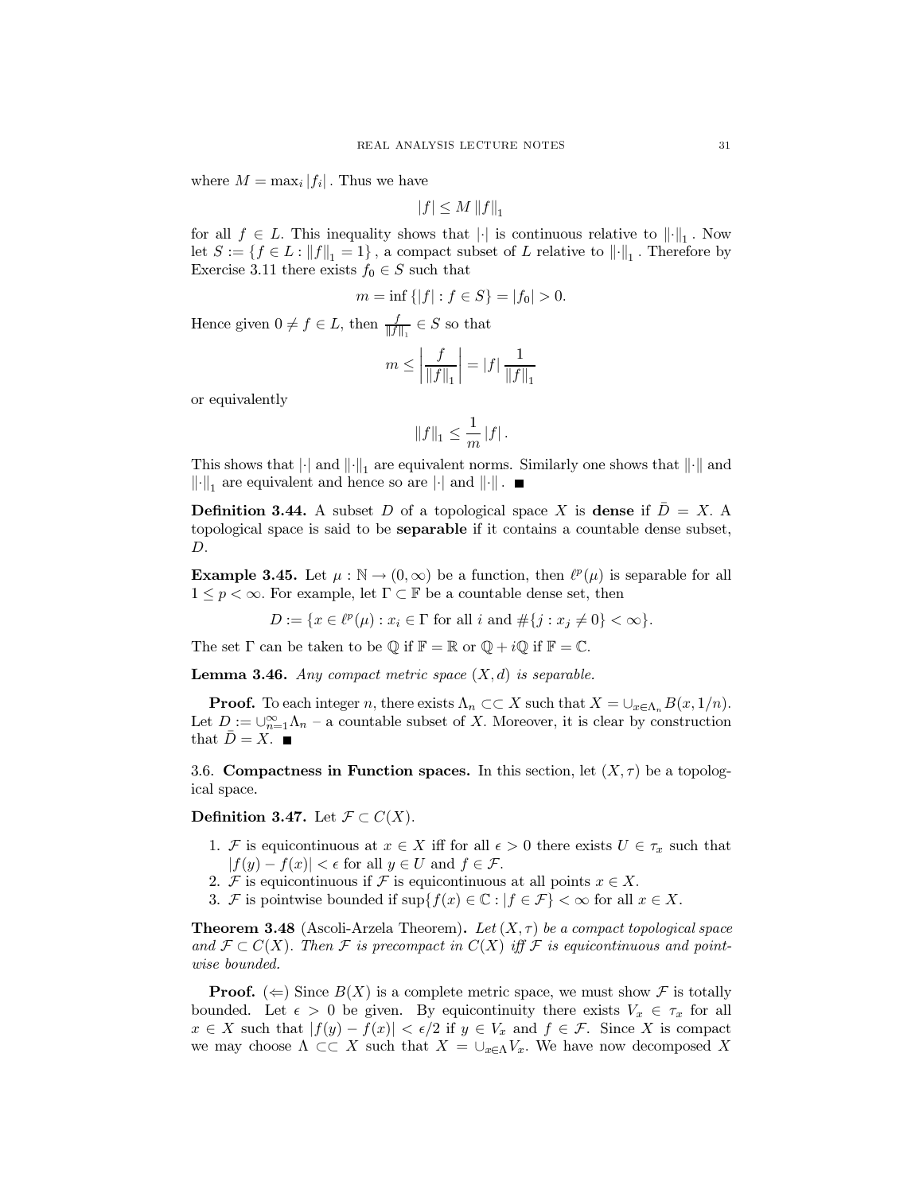where $M = \max_i |f_i|$. Thus we have

$$|f| \leq M \|f\|_1$$

for all $f \in L$. This inequality shows that $|\cdot|$ is continuous relative to $\|\cdot\|_1$. Now let $S := \{f \in L : \|f\|_1 = 1\}$, a compact subset of $L$ relative to $\|\cdot\|_1$. Therefore by Exercise 3.11 there exists $f_0 \in S$ such that

$$m = \inf\{|f| : f \in S\} = |f_0| > 0.$$

Hence given $0 \neq f \in L$, then $\frac{f}{\|f\|_1} \in S$ so that

$$m \leq \left|\frac{f}{\|f\|_1}\right| = |f| \frac{1}{\|f\|_1}$$

or equivalently

$$\|f\|_1 \leq \frac{1}{m} |f|.$$

This shows that $|\cdot|$ and $\|\cdot\|_1$ are equivalent norms. Similarly one shows that $\|\cdot\|$ and $\|\cdot\|_1$ are equivalent and hence so are $|\cdot|$ and $\|\cdot\|$. ■

**Definition 3.44.** A subset $D$ of a topological space $X$ is **dense** if $\bar{D} = X$. A topological space is said to be **separable** if it contains a countable dense subset, $D$.

**Example 3.45.** Let $\mu : \mathbb{N} \to (0, \infty)$ be a function, then $\ell^p(\mu)$ is separable for all $1 \leq p < \infty$. For example, let $\Gamma \subset \mathbb{F}$ be a countable dense set, then

$$D := \{x \in \ell^p(\mu) : x_i \in \Gamma \text{ for all } i \text{ and } \#\{j : x_j \neq 0\} < \infty\}.$$

The set $\Gamma$ can be taken to be $\mathbb{Q}$ if $\mathbb{F} = \mathbb{R}$ or $\mathbb{Q} + i\mathbb{Q}$ if $\mathbb{F} = \mathbb{C}$.

**Lemma 3.46.** *Any compact metric space $(X, d)$ is separable.*

**Proof.** To each integer $n$, there exists $\Lambda_n \subset\subset X$ such that $X = \cup_{x \in \Lambda_n} B(x, 1/n)$. Let $D := \cup_{n=1}^{\infty} \Lambda_n$ – a countable subset of $X$. Moreover, it is clear by construction that $\bar{D} = X$. ■

3.6. **Compactness in Function spaces.** In this section, let $(X, \tau)$ be a topological space.

**Definition 3.47.** Let $\mathcal{F} \subset C(X)$.

1. $\mathcal{F}$ is equicontinuous at $x \in X$ iff for all $\epsilon > 0$ there exists $U \in \tau_x$ such that $|f(y) - f(x)| < \epsilon$ for all $y \in U$ and $f \in \mathcal{F}$.
2. $\mathcal{F}$ is equicontinuous if $\mathcal{F}$ is equicontinuous at all points $x \in X$.
3. $\mathcal{F}$ is pointwise bounded if $\sup\{f(x) \in \mathbb{C} : |f \in \mathcal{F}\} < \infty$ for all $x \in X$.

**Theorem 3.48** (Ascoli-Arzela Theorem)**.** *Let $(X, \tau)$ be a compact topological space and $\mathcal{F} \subset C(X)$. Then $\mathcal{F}$ is precompact in $C(X)$ iff $\mathcal{F}$ is equicontinuous and pointwise bounded.*

**Proof.** ($\Leftarrow$) Since $B(X)$ is a complete metric space, we must show $\mathcal{F}$ is totally bounded. Let $\epsilon > 0$ be given. By equicontinuity there exists $V_x \in \tau_x$ for all $x \in X$ such that $|f(y) - f(x)| < \epsilon/2$ if $y \in V_x$ and $f \in \mathcal{F}$. Since $X$ is compact we may choose $\Lambda \subset\subset X$ such that $X = \cup_{x \in \Lambda} V_x$. We have now decomposed $X$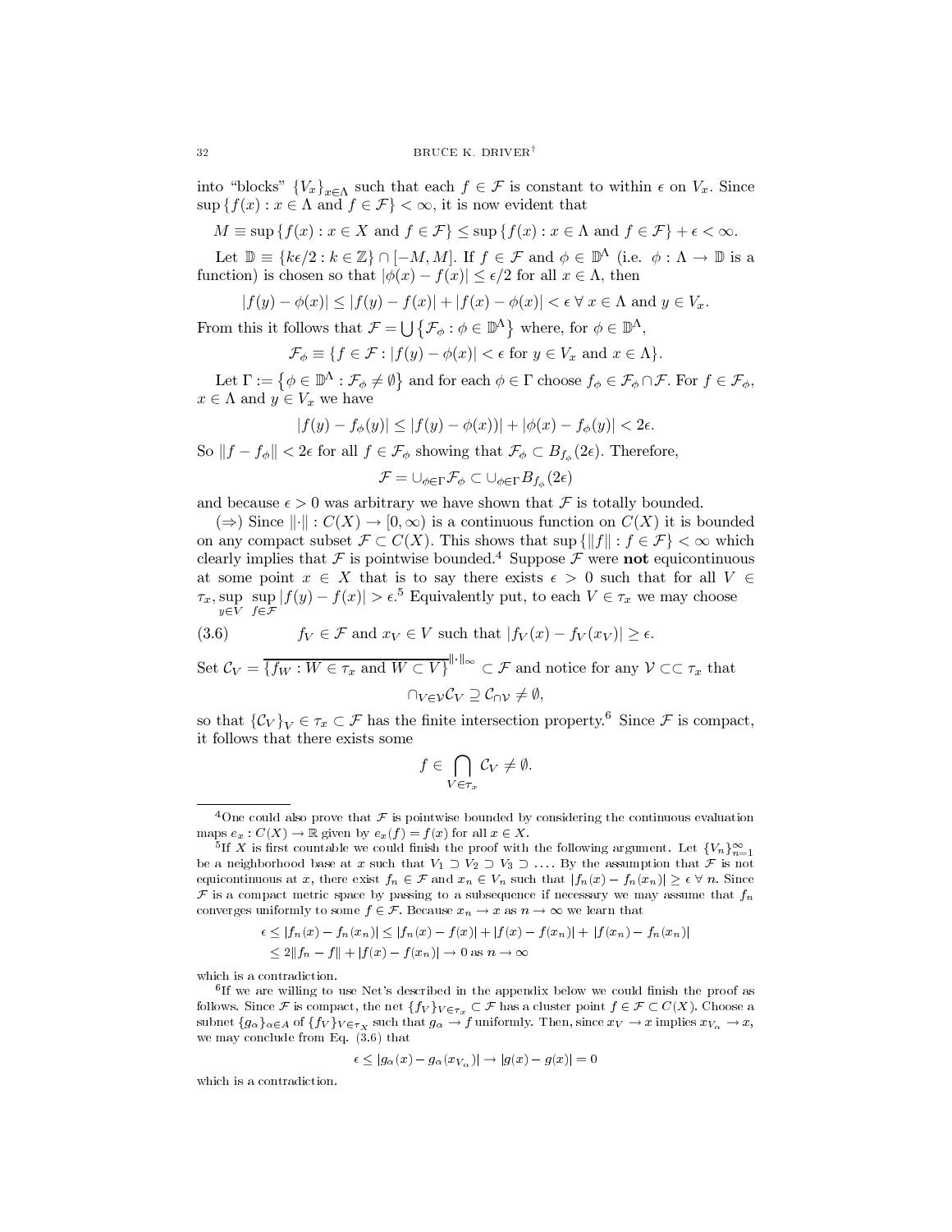into "blocks" $\{V_x\}_{x\in\Lambda}$ such that each $f \in \mathcal{F}$ is constant to within $\epsilon$ on $V_x$. Since $\sup\{f(x) : x \in \Lambda \text{ and } f \in \mathcal{F}\} < \infty$, it is now evident that

$$M \equiv \sup\{f(x) : x \in X \text{ and } f \in \mathcal{F}\} \leq \sup\{f(x) : x \in \Lambda \text{ and } f \in \mathcal{F}\} + \epsilon < \infty.$$

Let $\mathbb{D} \equiv \{k\epsilon/2 : k \in \mathbb{Z}\} \cap [-M, M]$. If $f \in \mathcal{F}$ and $\phi \in \mathbb{D}^\Lambda$ (i.e. $\phi : \Lambda \to \mathbb{D}$ is a function) is chosen so that $|\phi(x) - f(x)| \leq \epsilon/2$ for all $x \in \Lambda$, then

$$|f(y) - \phi(x)| \leq |f(y) - f(x)| + |f(x) - \phi(x)| < \epsilon \;\forall\; x \in \Lambda \text{ and } y \in V_x.$$

From this it follows that $\mathcal{F} = \bigcup\left\{\mathcal{F}_\phi : \phi \in \mathbb{D}^\Lambda\right\}$ where, for $\phi \in \mathbb{D}^\Lambda$,

$$\mathcal{F}_\phi \equiv \{f \in \mathcal{F} : |f(y) - \phi(x)| < \epsilon \text{ for } y \in V_x \text{ and } x \in \Lambda\}.$$

Let $\Gamma := \left\{\phi \in \mathbb{D}^\Lambda : \mathcal{F}_\phi \neq \emptyset\right\}$ and for each $\phi \in \Gamma$ choose $f_\phi \in \mathcal{F}_\phi \cap \mathcal{F}$. For $f \in \mathcal{F}_\phi$, $x \in \Lambda$ and $y \in V_x$ we have

$$|f(y) - f_\phi(y)| \leq |f(y) - \phi(x))| + |\phi(x) - f_\phi(y)| < 2\epsilon.$$

So $\|f - f_\phi\| < 2\epsilon$ for all $f \in \mathcal{F}_\phi$ showing that $\mathcal{F}_\phi \subset B_{f_\phi}(2\epsilon)$. Therefore,

$$\mathcal{F} = \cup_{\phi\in\Gamma}\mathcal{F}_\phi \subset \cup_{\phi\in\Gamma} B_{f_\phi}(2\epsilon)$$

and because $\epsilon > 0$ was arbitrary we have shown that $\mathcal{F}$ is totally bounded.

($\Rightarrow$) Since $\|\cdot\| : C(X) \to [0, \infty)$ is a continuous function on $C(X)$ it is bounded on any compact subset $\mathcal{F} \subset C(X)$. This shows that $\sup\{\|f\| : f \in \mathcal{F}\} < \infty$ which clearly implies that $\mathcal{F}$ is pointwise bounded.[4] Suppose $\mathcal{F}$ were **not** equicontinuous at some point $x \in X$ that is to say there exists $\epsilon > 0$ such that for all $V \in \tau_x$, $\sup\limits_{y\in V}\sup\limits_{f\in\mathcal{F}} |f(y) - f(x)| > \epsilon$.[5] Equivalently put, to each $V \in \tau_x$ we may choose

$$f_V \in \mathcal{F} \text{ and } x_V \in V \text{ such that } |f_V(x) - f_V(x_V)| \geq \epsilon. \tag{3.6}$$

Set $\mathcal{C}_V = \overline{\{f_W : W \in \tau_x \text{ and } W \subset V\}}^{\|\cdot\|_\infty} \subset \mathcal{F}$ and notice for any $\mathcal{V} \subset\subset \tau_x$ that

$$\cap_{V\in\mathcal{V}}\mathcal{C}_V \supseteq \mathcal{C}_{\cap\mathcal{V}} \neq \emptyset,$$

so that $\{\mathcal{C}_V\}_V \in \tau_x \subset \mathcal{F}$ has the finite intersection property.[6] Since $\mathcal{F}$ is compact, it follows that there exists some

$$f \in \bigcap_{V\in\tau_x} \mathcal{C}_V \neq \emptyset.$$

---

[4] One could also prove that $\mathcal{F}$ is pointwise bounded by considering the continuous evaluation maps $e_x : C(X) \to \mathbb{R}$ given by $e_x(f) = f(x)$ for all $x \in X$.

[5] If $X$ is first countable we could finish the proof with the following argument. Let $\{V_n\}_{n=1}^\infty$ be a neighborhood base at $x$ such that $V_1 \supset V_2 \supset V_3 \supset \ldots$. By the assumption that $\mathcal{F}$ is not equicontinuous at $x$, there exist $f_n \in \mathcal{F}$ and $x_n \in V_n$ such that $|f_n(x) - f_n(x_n)| \geq \epsilon \;\forall\; n$. Since $\mathcal{F}$ is a compact metric space by passing to a subsequence if necessary we may assume that $f_n$ converges uniformly to some $f \in \mathcal{F}$. Because $x_n \to x$ as $n \to \infty$ we learn that

$$\begin{aligned}\epsilon &\leq |f_n(x) - f_n(x_n)| \leq |f_n(x) - f(x)| + |f(x) - f(x_n)| + |f(x_n) - f_n(x_n)| \\ &\leq 2\|f_n - f\| + |f(x) - f(x_n)| \to 0 \text{ as } n \to \infty\end{aligned}$$

which is a contradiction.

[6] If we are willing to use Net's described in the appendix below we could finish the proof as follows. Since $\mathcal{F}$ is compact, the net $\{f_V\}_{V\in\tau_x} \subset \mathcal{F}$ has a cluster point $f \in \mathcal{F} \subset C(X)$. Choose a subnet $\{g_\alpha\}_{\alpha\in A}$ of $\{f_V\}_{V\in\tau_X}$ such that $g_\alpha \to f$ uniformly. Then, since $x_V \to x$ implies $x_{V_\alpha} \to x$, we may conclude from Eq. (3.6) that

$$\epsilon \leq |g_\alpha(x) - g_\alpha(x_{V_\alpha})| \to |g(x) - g(x)| = 0$$

which is a contradiction.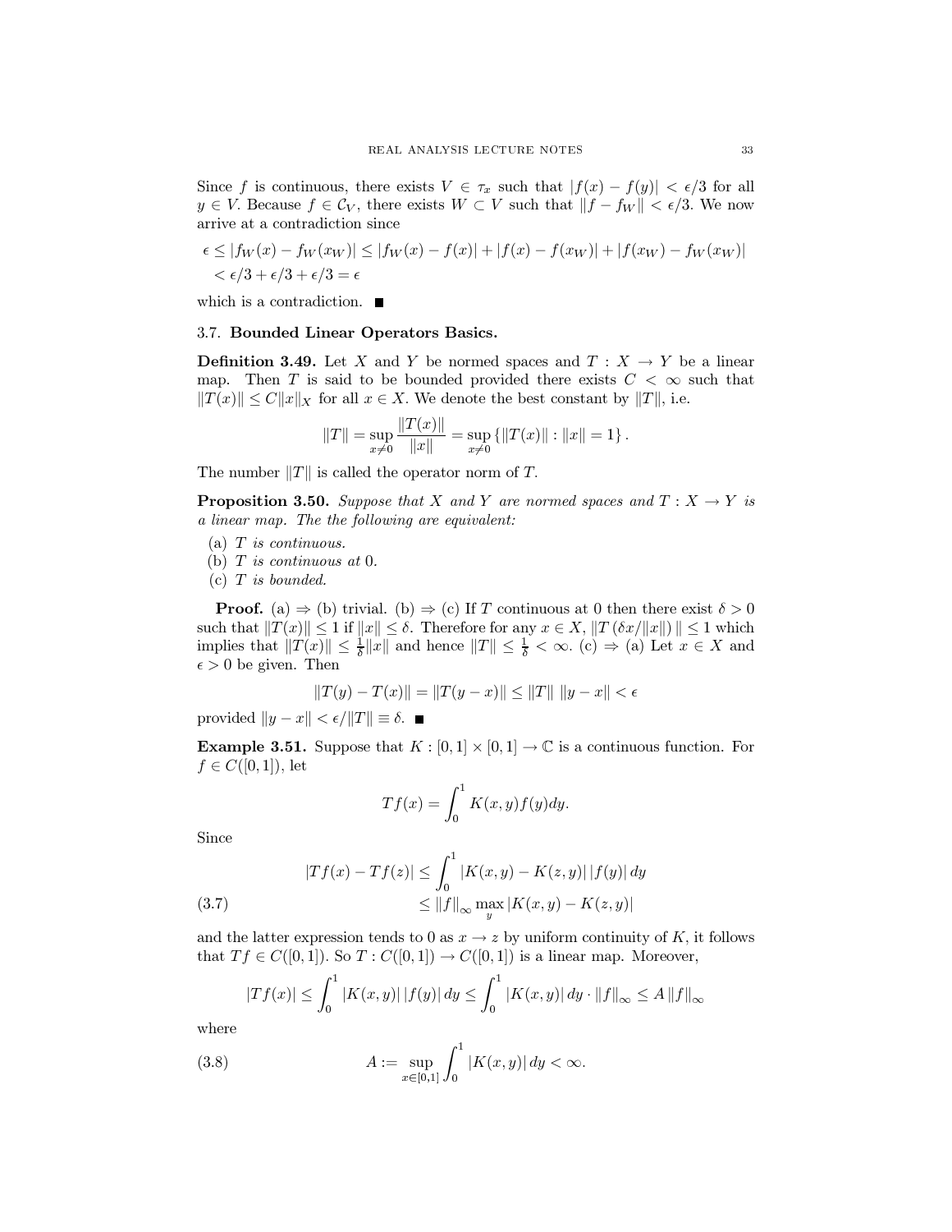Since $f$ is continuous, there exists $V \in \tau_x$ such that $|f(x) - f(y)| < \epsilon/3$ for all $y \in V$. Because $f \in \mathcal{C}_V$, there exists $W \subset V$ such that $\|f - f_W\| < \epsilon/3$. We now arrive at a contradiction since

$$\begin{aligned}\epsilon &\leq |f_W(x) - f_W(x_W)| \leq |f_W(x) - f(x)| + |f(x) - f(x_W)| + |f(x_W) - f_W(x_W)| \\ &< \epsilon/3 + \epsilon/3 + \epsilon/3 = \epsilon\end{aligned}$$

which is a contradiction. ■

## 3.7. Bounded Linear Operators Basics.

**Definition 3.49.** Let $X$ and $Y$ be normed spaces and $T : X \to Y$ be a linear map. Then $T$ is said to be bounded provided there exists $C < \infty$ such that $\|T(x)\| \leq C\|x\|_X$ for all $x \in X$. We denote the best constant by $\|T\|$, i.e.

$$\|T\| = \sup_{x \neq 0} \frac{\|T(x)\|}{\|x\|} = \sup_{x \neq 0} \{\|T(x)\| : \|x\| = 1\}.$$

The number $\|T\|$ is called the operator norm of $T$.

**Proposition 3.50.** *Suppose that $X$ and $Y$ are normed spaces and $T : X \to Y$ is a linear map. The the following are equivalent:*

(a) *$T$ is continuous.*
(b) *$T$ is continuous at 0.*
(c) *$T$ is bounded.*

**Proof.** (a) $\Rightarrow$ (b) trivial. (b) $\Rightarrow$ (c) If $T$ continuous at 0 then there exist $\delta > 0$ such that $\|T(x)\| \leq 1$ if $\|x\| \leq \delta$. Therefore for any $x \in X$, $\|T(\delta x/\|x\|)\| \leq 1$ which implies that $\|T(x)\| \leq \frac{1}{\delta}\|x\|$ and hence $\|T\| \leq \frac{1}{\delta} < \infty$. (c) $\Rightarrow$ (a) Let $x \in X$ and $\epsilon > 0$ be given. Then

$$\|T(y) - T(x)\| = \|T(y - x)\| \leq \|T\| \, \|y - x\| < \epsilon$$

provided $\|y - x\| < \epsilon/\|T\| \equiv \delta$. ■

**Example 3.51.** Suppose that $K : [0,1] \times [0,1] \to \mathbb{C}$ is a continuous function. For $f \in C([0,1])$, let

$$Tf(x) = \int_0^1 K(x,y)f(y)dy.$$

Since

$$\begin{aligned}|Tf(x) - Tf(z)| &\leq \int_0^1 |K(x,y) - K(z,y)| \, |f(y)| \, dy \\ &\leq \|f\|_\infty \max_y |K(x,y) - K(z,y)| \end{aligned} \tag{3.7}$$

and the latter expression tends to 0 as $x \to z$ by uniform continuity of $K$, it follows that $Tf \in C([0,1])$. So $T : C([0,1]) \to C([0,1])$ is a linear map. Moreover,

$$|Tf(x)| \leq \int_0^1 |K(x,y)| \, |f(y)| \, dy \leq \int_0^1 |K(x,y)| \, dy \cdot \|f\|_\infty \leq A \, \|f\|_\infty$$

where

$$A := \sup_{x \in [0,1]} \int_0^1 |K(x,y)| \, dy < \infty. \tag{3.8}$$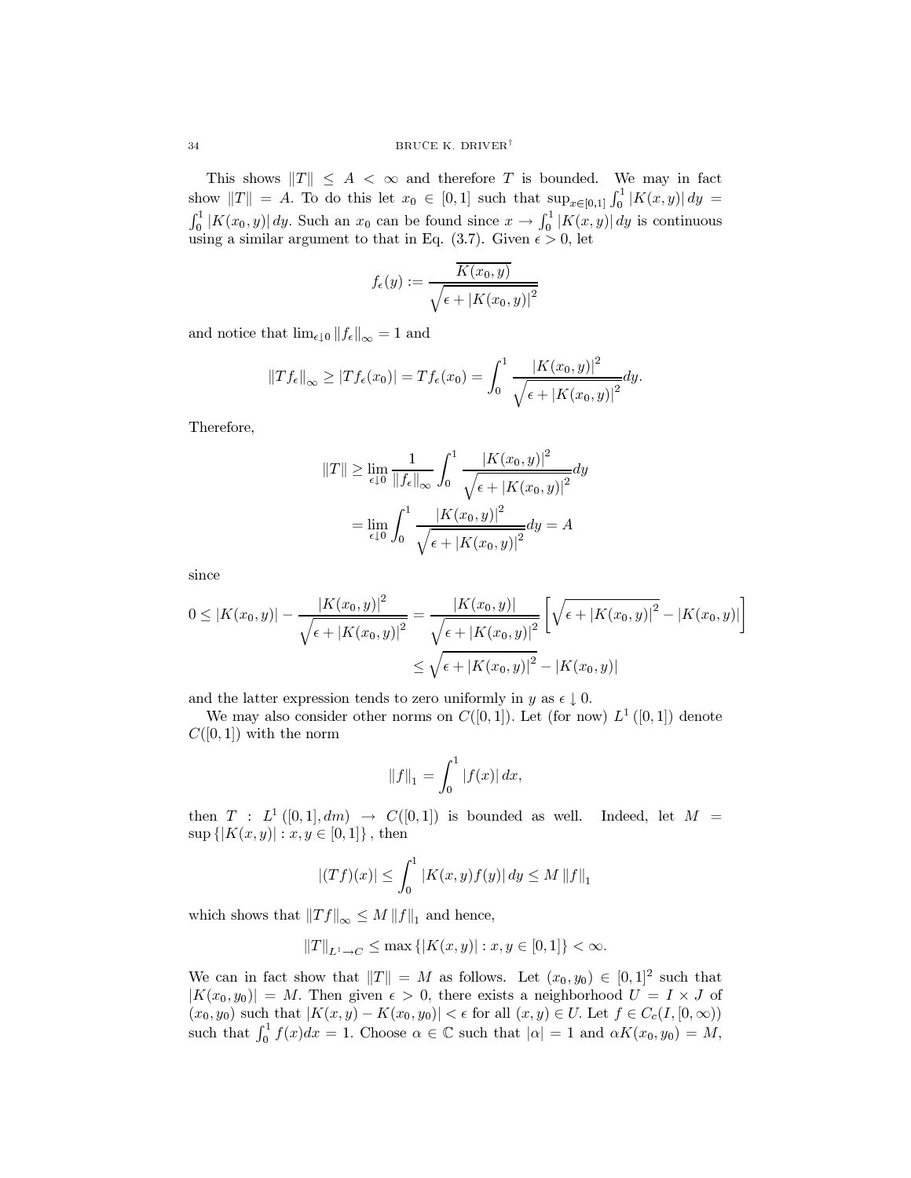This shows $\|T\| \leq A < \infty$ and therefore $T$ is bounded. We may in fact show $\|T\| = A$. To do this let $x_0 \in [0,1]$ such that $\sup_{x\in[0,1]} \int_0^1 |K(x,y)|\, dy = \int_0^1 |K(x_0,y)|\, dy$. Such an $x_0$ can be found since $x \to \int_0^1 |K(x,y)|\, dy$ is continuous using a similar argument to that in Eq. (3.7). Given $\epsilon > 0$, let

$$f_\epsilon(y) := \frac{\overline{K(x_0,y)}}{\sqrt{\epsilon + |K(x_0,y)|^2}}$$

and notice that $\lim_{\epsilon\downarrow 0} \|f_\epsilon\|_\infty = 1$ and

$$\|Tf_\epsilon\|_\infty \geq |Tf_\epsilon(x_0)| = Tf_\epsilon(x_0) = \int_0^1 \frac{|K(x_0,y)|^2}{\sqrt{\epsilon + |K(x_0,y)|^2}} dy.$$

Therefore,

$$\begin{aligned}
\|T\| &\geq \lim_{\epsilon\downarrow 0} \frac{1}{\|f_\epsilon\|_\infty} \int_0^1 \frac{|K(x_0,y)|^2}{\sqrt{\epsilon + |K(x_0,y)|^2}} dy \\
&= \lim_{\epsilon\downarrow 0} \int_0^1 \frac{|K(x_0,y)|^2}{\sqrt{\epsilon + |K(x_0,y)|^2}} dy = A
\end{aligned}$$

since

$$\begin{aligned}
0 \leq |K(x_0,y)| - \frac{|K(x_0,y)|^2}{\sqrt{\epsilon + |K(x_0,y)|^2}} &= \frac{|K(x_0,y)|}{\sqrt{\epsilon + |K(x_0,y)|^2}} \left[ \sqrt{\epsilon + |K(x_0,y)|^2} - |K(x_0,y)| \right] \\
&\leq \sqrt{\epsilon + |K(x_0,y)|^2} - |K(x_0,y)|
\end{aligned}$$

and the latter expression tends to zero uniformly in $y$ as $\epsilon \downarrow 0$.

We may also consider other norms on $C([0,1])$. Let (for now) $L^1([0,1])$ denote $C([0,1])$ with the norm

$$\|f\|_1 = \int_0^1 |f(x)|\, dx,$$

then $T : L^1([0,1], dm) \to C([0,1])$ is bounded as well. Indeed, let $M = \sup\{|K(x,y)| : x,y \in [0,1]\}$, then

$$|(Tf)(x)| \leq \int_0^1 |K(x,y) f(y)|\, dy \leq M \|f\|_1$$

which shows that $\|Tf\|_\infty \leq M \|f\|_1$ and hence,

$$\|T\|_{L^1 \to C} \leq \max\{|K(x,y)| : x,y \in [0,1]\} < \infty.$$

We can in fact show that $\|T\| = M$ as follows. Let $(x_0,y_0) \in [0,1]^2$ such that $|K(x_0,y_0)| = M$. Then given $\epsilon > 0$, there exists a neighborhood $U = I \times J$ of $(x_0,y_0)$ such that $|K(x,y) - K(x_0,y_0)| < \epsilon$ for all $(x,y) \in U$. Let $f \in C_c(I, [0,\infty))$ such that $\int_0^1 f(x) dx = 1$. Choose $\alpha \in \mathbb{C}$ such that $|\alpha| = 1$ and $\alpha K(x_0,y_0) = M$,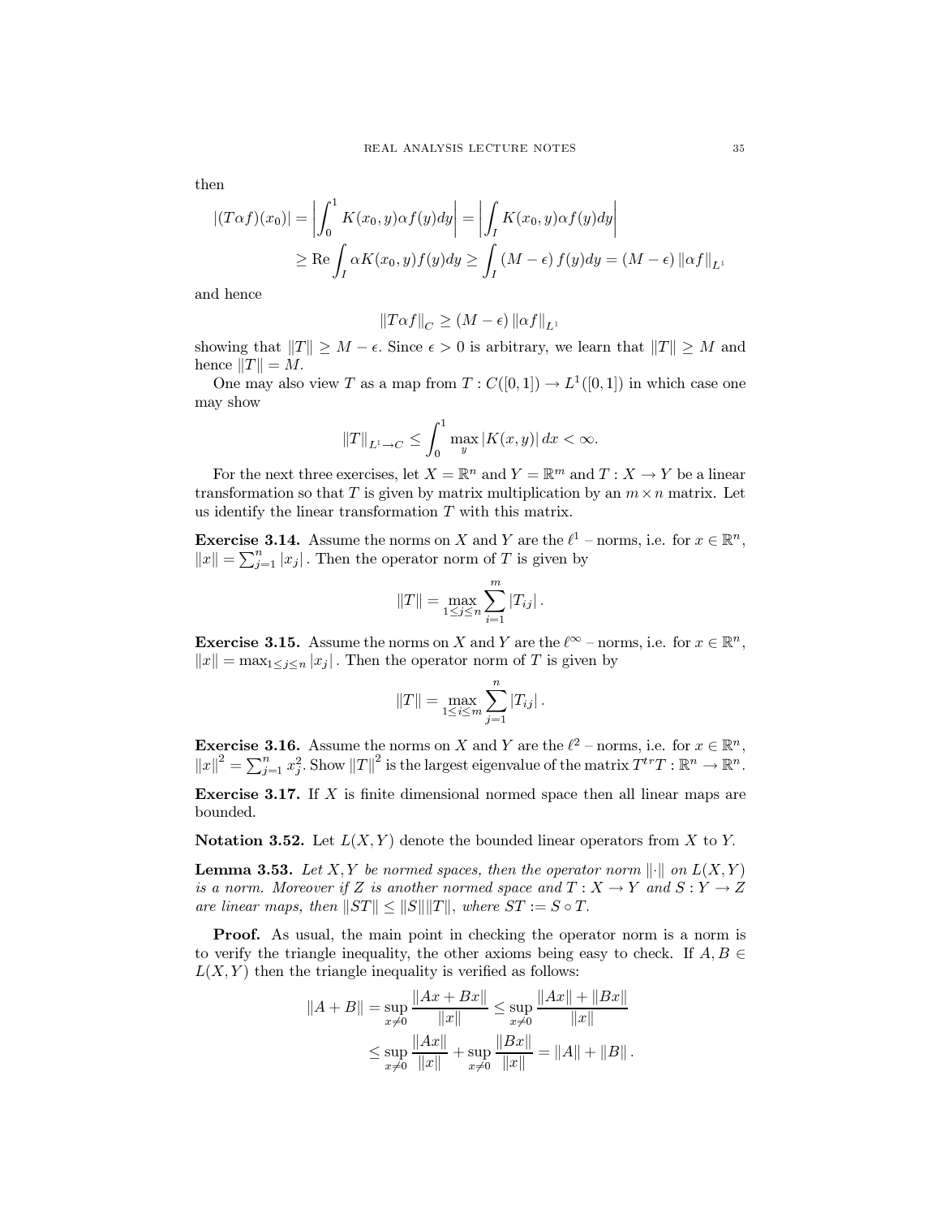then

$$
\begin{aligned}
|(T\alpha f)(x_0)| &= \left| \int_0^1 K(x_0, y)\alpha f(y) dy \right| = \left| \int_I K(x_0, y)\alpha f(y) dy \right| \\
&\geq \operatorname{Re} \int_I \alpha K(x_0, y) f(y) dy \geq \int_I (M - \epsilon) f(y) dy = (M - \epsilon) \|\alpha f\|_{L^1}
\end{aligned}
$$

and hence

$$
\|T\alpha f\|_C \geq (M - \epsilon) \|\alpha f\|_{L^1}
$$

showing that $\|T\| \geq M - \epsilon$. Since $\epsilon > 0$ is arbitrary, we learn that $\|T\| \geq M$ and hence $\|T\| = M$.

One may also view $T$ as a map from $T : C([0,1]) \to L^1([0,1])$ in which case one may show

$$
\|T\|_{L^1 \to C} \leq \int_0^1 \max_y |K(x, y)| \, dx < \infty.
$$

For the next three exercises, let $X = \mathbb{R}^n$ and $Y = \mathbb{R}^m$ and $T : X \to Y$ be a linear transformation so that $T$ is given by matrix multiplication by an $m \times n$ matrix. Let us identify the linear transformation $T$ with this matrix.

**Exercise 3.14.** Assume the norms on $X$ and $Y$ are the $\ell^1$ – norms, i.e. for $x \in \mathbb{R}^n$, $\|x\| = \sum_{j=1}^n |x_j|$. Then the operator norm of $T$ is given by

$$
\|T\| = \max_{1 \leq j \leq n} \sum_{i=1}^m |T_{ij}|.
$$

**Exercise 3.15.** Assume the norms on $X$ and $Y$ are the $\ell^\infty$ – norms, i.e. for $x \in \mathbb{R}^n$, $\|x\| = \max_{1 \leq j \leq n} |x_j|$. Then the operator norm of $T$ is given by

$$
\|T\| = \max_{1 \leq i \leq m} \sum_{j=1}^n |T_{ij}|.
$$

**Exercise 3.16.** Assume the norms on $X$ and $Y$ are the $\ell^2$ – norms, i.e. for $x \in \mathbb{R}^n$, $\|x\|^2 = \sum_{j=1}^n x_j^2$. Show $\|T\|^2$ is the largest eigenvalue of the matrix $T^{tr}T : \mathbb{R}^n \to \mathbb{R}^n$.

**Exercise 3.17.** If $X$ is finite dimensional normed space then all linear maps are bounded.

**Notation 3.52.** Let $L(X, Y)$ denote the bounded linear operators from $X$ to $Y$.

**Lemma 3.53.** *Let $X, Y$ be normed spaces, then the operator norm $\|\cdot\|$ on $L(X, Y)$ is a norm. Moreover if $Z$ is another normed space and $T : X \to Y$ and $S : Y \to Z$ are linear maps, then $\|ST\| \leq \|S\|\|T\|$, where $ST := S \circ T$.*

**Proof.** As usual, the main point in checking the operator norm is a norm is to verify the triangle inequality, the other axioms being easy to check. If $A, B \in L(X, Y)$ then the triangle inequality is verified as follows:

$$
\begin{aligned}
\|A + B\| &= \sup_{x \neq 0} \frac{\|Ax + Bx\|}{\|x\|} \leq \sup_{x \neq 0} \frac{\|Ax\| + \|Bx\|}{\|x\|} \\
&\leq \sup_{x \neq 0} \frac{\|Ax\|}{\|x\|} + \sup_{x \neq 0} \frac{\|Bx\|}{\|x\|} = \|A\| + \|B\|.
\end{aligned}
$$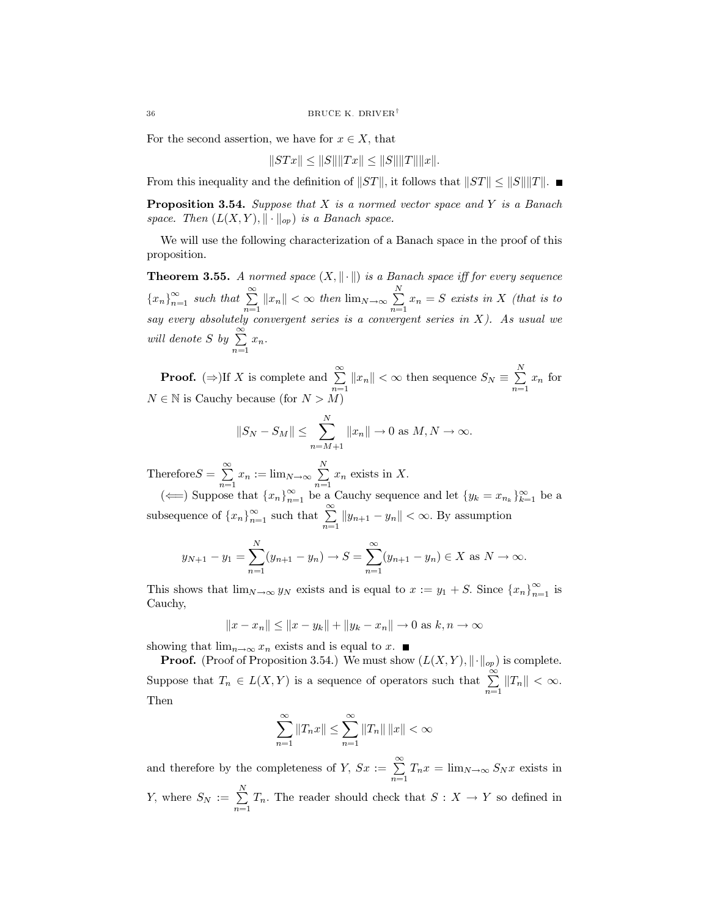For the second assertion, we have for $x \in X$, that

$$\|STx\| \leq \|S\|\|Tx\| \leq \|S\|\|T\|\|x\|.$$

From this inequality and the definition of $\|ST\|$, it follows that $\|ST\| \leq \|S\|\|T\|$. ■

**Proposition 3.54.** *Suppose that $X$ is a normed vector space and $Y$ is a Banach space. Then $(L(X,Y), \|\cdot\|_{op})$ is a Banach space.*

We will use the following characterization of a Banach space in the proof of this proposition.

**Theorem 3.55.** *A normed space $(X, \|\cdot\|)$ is a Banach space iff for every sequence $\{x_n\}_{n=1}^{\infty}$ such that $\sum_{n=1}^{\infty} \|x_n\| < \infty$ then $\lim_{N\to\infty} \sum_{n=1}^{N} x_n = S$ exists in $X$ (that is to say every absolutely convergent series is a convergent series in $X$). As usual we will denote $S$ by $\sum_{n=1}^{\infty} x_n$.*

**Proof.** ($\Rightarrow$)If $X$ is complete and $\sum_{n=1}^{\infty} \|x_n\| < \infty$ then sequence $S_N \equiv \sum_{n=1}^{N} x_n$ for $N \in \mathbb{N}$ is Cauchy because (for $N > M$)

$$\|S_N - S_M\| \leq \sum_{n=M+1}^{N} \|x_n\| \to 0 \text{ as } M, N \to \infty.$$

Therefore$S = \sum_{n=1}^{\infty} x_n := \lim_{N\to\infty} \sum_{n=1}^{N} x_n$ exists in $X$.

($\Longleftarrow$) Suppose that $\{x_n\}_{n=1}^{\infty}$ be a Cauchy sequence and let $\{y_k = x_{n_k}\}_{k=1}^{\infty}$ be a subsequence of $\{x_n\}_{n=1}^{\infty}$ such that $\sum_{n=1}^{\infty} \|y_{n+1} - y_n\| < \infty$. By assumption

$$y_{N+1} - y_1 = \sum_{n=1}^{N} (y_{n+1} - y_n) \to S = \sum_{n=1}^{\infty} (y_{n+1} - y_n) \in X \text{ as } N \to \infty.$$

This shows that $\lim_{N\to\infty} y_N$ exists and is equal to $x := y_1 + S$. Since $\{x_n\}_{n=1}^{\infty}$ is Cauchy,

$$\|x - x_n\| \leq \|x - y_k\| + \|y_k - x_n\| \to 0 \text{ as } k, n \to \infty$$

showing that $\lim_{n\to\infty} x_n$ exists and is equal to $x$. ■

**Proof.** (Proof of Proposition 3.54.) We must show $(L(X,Y), \|\cdot\|_{op})$ is complete. Suppose that $T_n \in L(X,Y)$ is a sequence of operators such that $\sum_{n=1}^{\infty} \|T_n\| < \infty$. Then

$$\sum_{n=1}^{\infty} \|T_n x\| \leq \sum_{n=1}^{\infty} \|T_n\| \|x\| < \infty$$

and therefore by the completeness of $Y$, $Sx := \sum_{n=1}^{\infty} T_n x = \lim_{N\to\infty} S_N x$ exists in $Y$, where $S_N := \sum_{n=1}^{N} T_n$. The reader should check that $S : X \to Y$ so defined in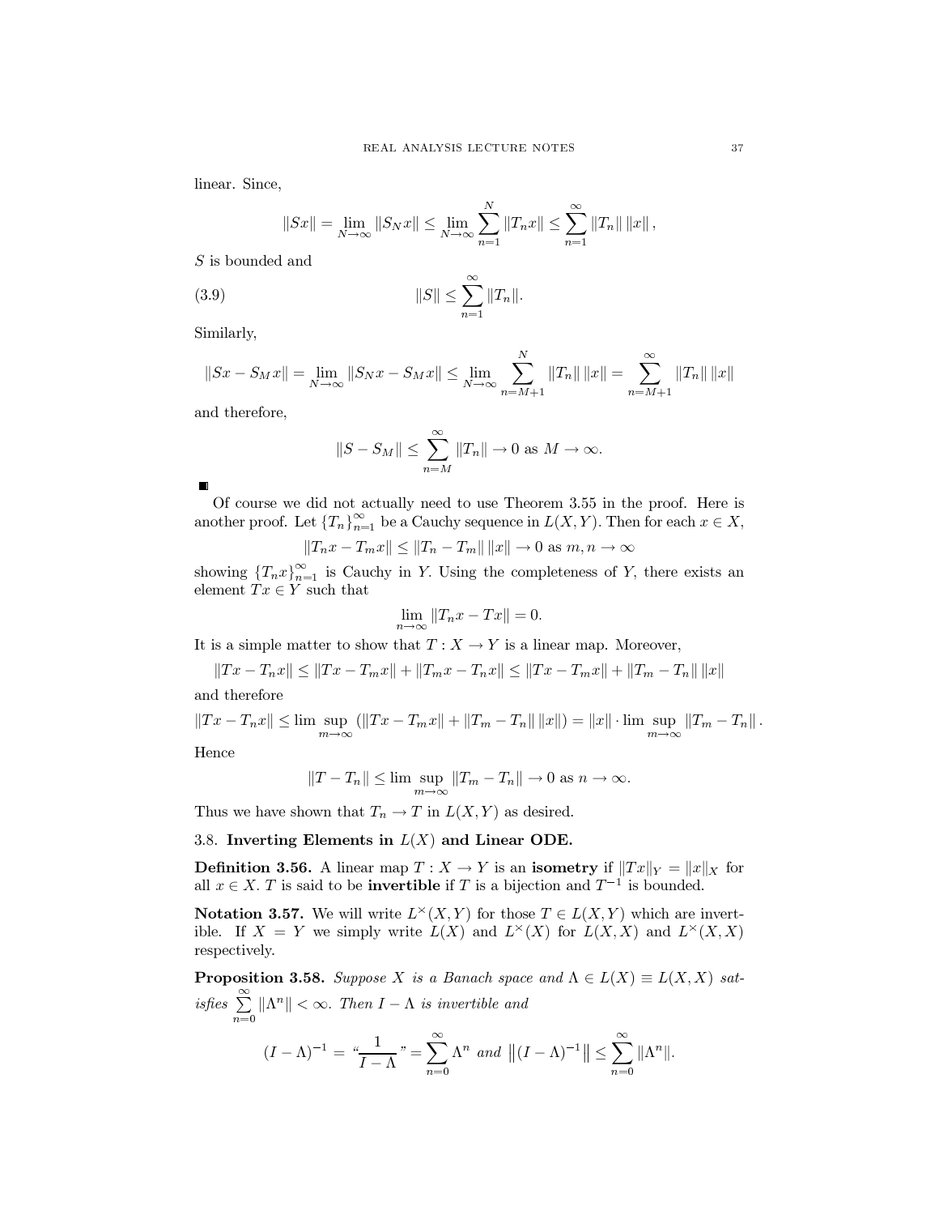linear. Since,

$$\|Sx\| = \lim_{N\to\infty} \|S_N x\| \le \lim_{N\to\infty} \sum_{n=1}^{N} \|T_n x\| \le \sum_{n=1}^{\infty} \|T_n\| \, \|x\| \, ,$$

$S$ is bounded and

$$\|S\| \le \sum_{n=1}^{\infty} \|T_n\|. \tag{3.9}$$

Similarly,

$$\|Sx - S_M x\| = \lim_{N\to\infty} \|S_N x - S_M x\| \le \lim_{N\to\infty} \sum_{n=M+1}^{N} \|T_n\| \, \|x\| = \sum_{n=M+1}^{\infty} \|T_n\| \, \|x\|$$

and therefore,

$$\|S - S_M\| \le \sum_{n=M}^{\infty} \|T_n\| \to 0 \text{ as } M \to \infty.$$

■

Of course we did not actually need to use Theorem 3.55 in the proof. Here is another proof. Let $\{T_n\}_{n=1}^{\infty}$ be a Cauchy sequence in $L(X,Y)$. Then for each $x \in X$,

$$\|T_n x - T_m x\| \le \|T_n - T_m\| \, \|x\| \to 0 \text{ as } m, n \to \infty$$

showing $\{T_n x\}_{n=1}^{\infty}$ is Cauchy in $Y$. Using the completeness of $Y$, there exists an element $Tx \in Y$ such that

$$\lim_{n\to\infty} \|T_n x - Tx\| = 0.$$

It is a simple matter to show that $T : X \to Y$ is a linear map. Moreover,

$$\|Tx - T_n x\| \le \|Tx - T_m x\| + \|T_m x - T_n x\| \le \|Tx - T_m x\| + \|T_m - T_n\| \, \|x\|$$

and therefore

$$\|Tx - T_n x\| \le \limsup_{m\to\infty} \left( \|Tx - T_m x\| + \|T_m - T_n\| \, \|x\| \right) = \|x\| \cdot \limsup_{m\to\infty} \|T_m - T_n\| \, .$$

Hence

$$\|T - T_n\| \le \limsup_{m\to\infty} \|T_m - T_n\| \to 0 \text{ as } n \to \infty.$$

Thus we have shown that $T_n \to T$ in $L(X,Y)$ as desired.

### 3.8. Inverting Elements in $L(X)$ and Linear ODE.

**Definition 3.56.** A linear map $T : X \to Y$ is an **isometry** if $\|Tx\|_Y = \|x\|_X$ for all $x \in X$. $T$ is said to be **invertible** if $T$ is a bijection and $T^{-1}$ is bounded.

**Notation 3.57.** We will write $L^{\times}(X,Y)$ for those $T \in L(X,Y)$ which are invertible. If $X = Y$ we simply write $L(X)$ and $L^{\times}(X)$ for $L(X,X)$ and $L^{\times}(X,X)$ respectively.

**Proposition 3.58.** *Suppose $X$ is a Banach space and $\Lambda \in L(X) \equiv L(X,X)$ satisfies $\sum_{n=0}^{\infty} \|\Lambda^n\| < \infty$. Then $I - \Lambda$ is invertible and*

$$(I - \Lambda)^{-1} = \text{“}\frac{1}{I - \Lambda}\text{”} = \sum_{n=0}^{\infty} \Lambda^n \text{ and } \left\|(I - \Lambda)^{-1}\right\| \le \sum_{n=0}^{\infty} \|\Lambda^n\|.$$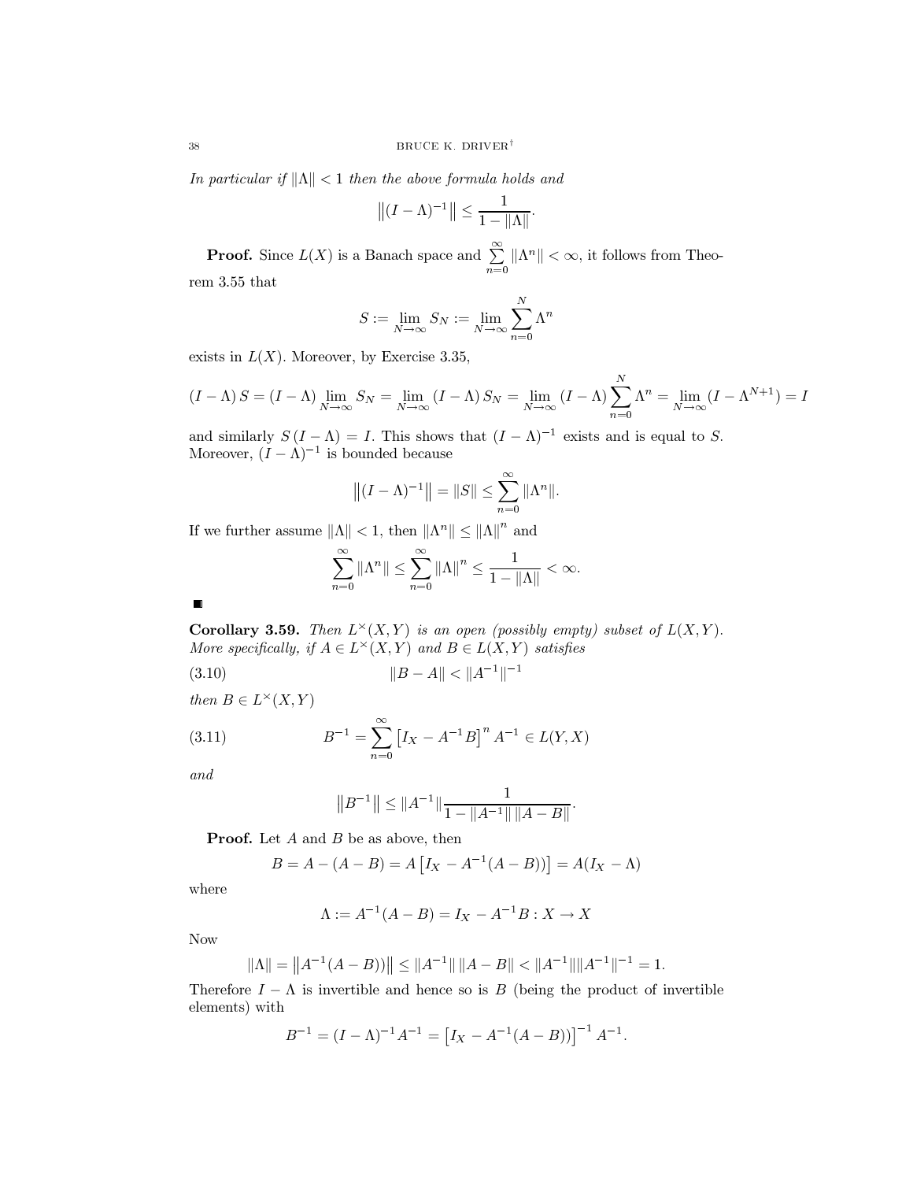*In particular if $\|\Lambda\| < 1$ then the above formula holds and*

$$\left\|(I-\Lambda)^{-1}\right\| \leq \frac{1}{1-\|\Lambda\|}.$$

**Proof.** Since $L(X)$ is a Banach space and $\sum_{n=0}^{\infty} \|\Lambda^n\| < \infty$, it follows from Theorem 3.55 that

$$S := \lim_{N\to\infty} S_N := \lim_{N\to\infty} \sum_{n=0}^{N} \Lambda^n$$

exists in $L(X)$. Moreover, by Exercise 3.35,

$$(I-\Lambda) S = (I-\Lambda) \lim_{N\to\infty} S_N = \lim_{N\to\infty} (I-\Lambda) S_N = \lim_{N\to\infty} (I-\Lambda) \sum_{n=0}^{N} \Lambda^n = \lim_{N\to\infty} (I-\Lambda^{N+1}) = I$$

and similarly $S(I-\Lambda) = I$. This shows that $(I-\Lambda)^{-1}$ exists and is equal to $S$. Moreover, $(I-\Lambda)^{-1}$ is bounded because

$$\left\|(I-\Lambda)^{-1}\right\| = \|S\| \leq \sum_{n=0}^{\infty} \|\Lambda^n\|.$$

If we further assume $\|\Lambda\| < 1$, then $\|\Lambda^n\| \leq \|\Lambda\|^n$ and

$$\sum_{n=0}^{\infty} \|\Lambda^n\| \leq \sum_{n=0}^{\infty} \|\Lambda\|^n \leq \frac{1}{1-\|\Lambda\|} < \infty.$$

■

**Corollary 3.59.** *Then $L^{\times}(X,Y)$ is an open (possibly empty) subset of $L(X,Y)$. More specifically, if $A \in L^{\times}(X,Y)$ and $B \in L(X,Y)$ satisfies*

$$\|B - A\| < \|A^{-1}\|^{-1} \tag{3.10}$$

*then $B \in L^{\times}(X,Y)$*

$$B^{-1} = \sum_{n=0}^{\infty} \left[I_X - A^{-1}B\right]^n A^{-1} \in L(Y,X) \tag{3.11}$$

*and*

$$\left\|B^{-1}\right\| \leq \|A^{-1}\| \frac{1}{1-\|A^{-1}\| \|A-B\|}.$$

**Proof.** Let $A$ and $B$ be as above, then

$$B = A - (A-B) = A\left[I_X - A^{-1}(A-B)\right] = A(I_X - \Lambda)$$

where

$$\Lambda := A^{-1}(A-B) = I_X - A^{-1}B : X \to X$$

Now

$$\|\Lambda\| = \left\|A^{-1}(A-B)\right\| \leq \|A^{-1}\| \|A-B\| < \|A^{-1}\| \|A^{-1}\|^{-1} = 1.$$

Therefore $I - \Lambda$ is invertible and hence so is $B$ (being the product of invertible elements) with

$$B^{-1} = (I-\Lambda)^{-1} A^{-1} = \left[I_X - A^{-1}(A-B)\right]^{-1} A^{-1}.$$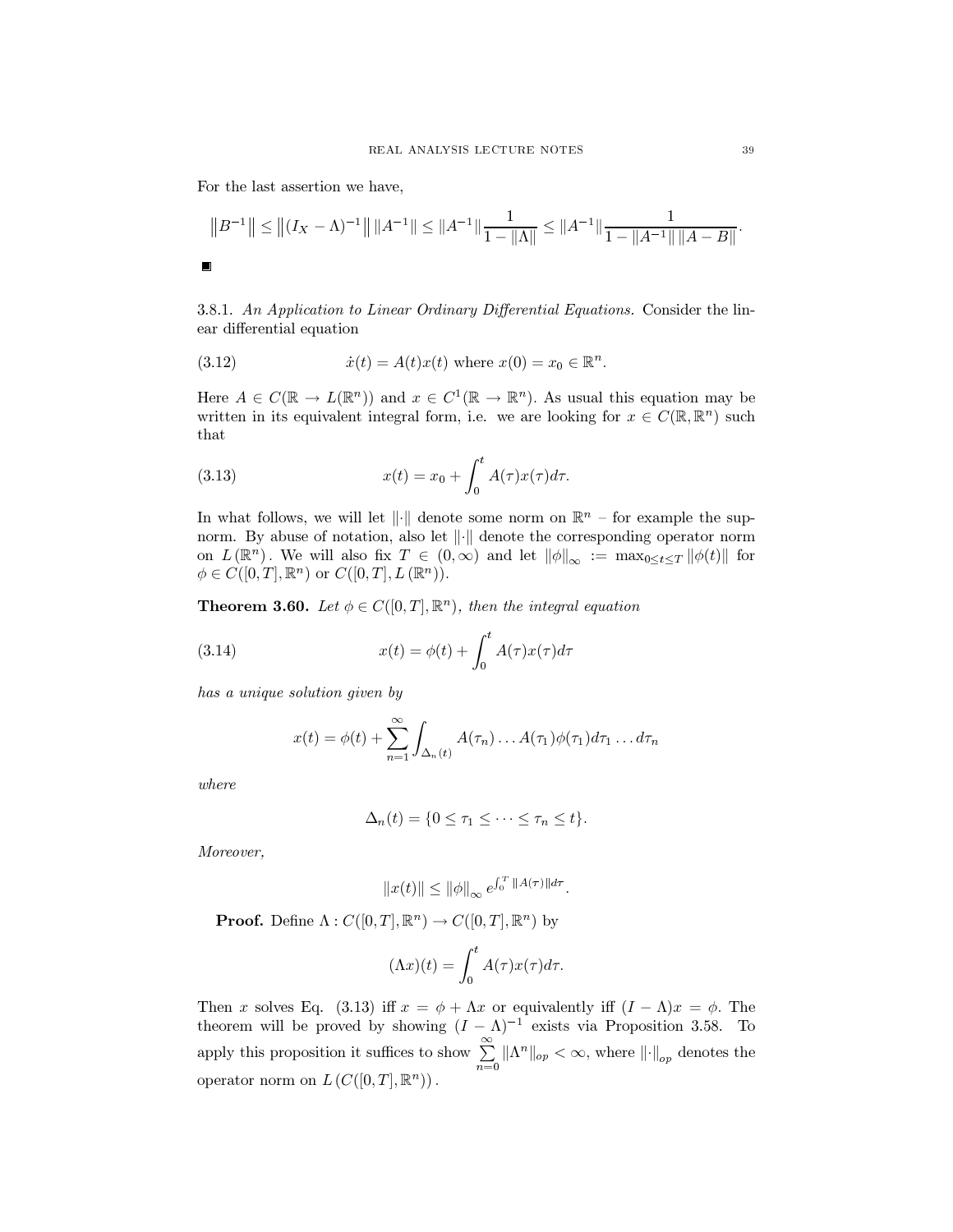For the last assertion we have,

$$\left\|B^{-1}\right\| \leq \left\|(I_X - \Lambda)^{-1}\right\| \|A^{-1}\| \leq \|A^{-1}\| \frac{1}{1 - \|\Lambda\|} \leq \|A^{-1}\| \frac{1}{1 - \|A^{-1}\| \|A - B\|}.$$

■

3.8.1. *An Application to Linear Ordinary Differential Equations.* Consider the linear differential equation

$$\dot{x}(t) = A(t)x(t) \text{ where } x(0) = x_0 \in \mathbb{R}^n. \tag{3.12}$$

Here $A \in C(\mathbb{R} \to L(\mathbb{R}^n))$ and $x \in C^1(\mathbb{R} \to \mathbb{R}^n)$. As usual this equation may be written in its equivalent integral form, i.e. we are looking for $x \in C(\mathbb{R}, \mathbb{R}^n)$ such that

$$x(t) = x_0 + \int_0^t A(\tau)x(\tau)d\tau. \tag{3.13}$$

In what follows, we will let $\|\cdot\|$ denote some norm on $\mathbb{R}^n$ – for example the sup-norm. By abuse of notation, also let $\|\cdot\|$ denote the corresponding operator norm on $L(\mathbb{R}^n)$. We will also fix $T \in (0, \infty)$ and let $\|\phi\|_\infty := \max_{0 \leq t \leq T} \|\phi(t)\|$ for $\phi \in C([0,T], \mathbb{R}^n)$ or $C([0,T], L(\mathbb{R}^n))$.

**Theorem 3.60.** *Let $\phi \in C([0,T], \mathbb{R}^n)$, then the integral equation*

$$x(t) = \phi(t) + \int_0^t A(\tau)x(\tau)d\tau \tag{3.14}$$

*has a unique solution given by*

$$x(t) = \phi(t) + \sum_{n=1}^{\infty} \int_{\Delta_n(t)} A(\tau_n) \dots A(\tau_1)\phi(\tau_1)d\tau_1 \dots d\tau_n$$

*where*

$$\Delta_n(t) = \{0 \leq \tau_1 \leq \dots \leq \tau_n \leq t\}.$$

*Moreover,*

$$\|x(t)\| \leq \|\phi\|_\infty e^{\int_0^T \|A(\tau)\| d\tau}.$$

**Proof.** Define $\Lambda : C([0,T], \mathbb{R}^n) \to C([0,T], \mathbb{R}^n)$ by

$$(\Lambda x)(t) = \int_0^t A(\tau)x(\tau)d\tau.$$

Then $x$ solves Eq. (3.13) iff $x = \phi + \Lambda x$ or equivalently iff $(I - \Lambda)x = \phi$. The theorem will be proved by showing $(I - \Lambda)^{-1}$ exists via Proposition 3.58. To apply this proposition it suffices to show $\sum_{n=0}^{\infty} \|\Lambda^n\|_{op} < \infty$, where $\|\cdot\|_{op}$ denotes the operator norm on $L(C([0,T], \mathbb{R}^n))$.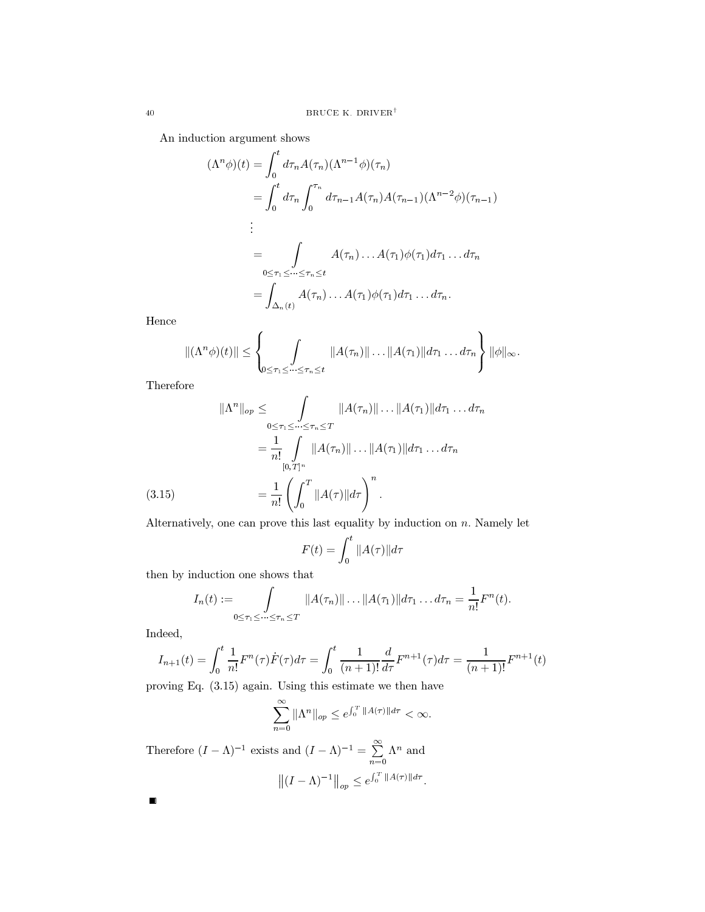An induction argument shows

$$
\begin{aligned}
(\Lambda^n \phi)(t) &= \int_0^t d\tau_n A(\tau_n)(\Lambda^{n-1}\phi)(\tau_n) \\
&= \int_0^t d\tau_n \int_0^{\tau_n} d\tau_{n-1} A(\tau_n) A(\tau_{n-1})(\Lambda^{n-2}\phi)(\tau_{n-1}) \\
&\vdots \\
&= \int\limits_{0 \le \tau_1 \le \dots \le \tau_n \le t} A(\tau_n) \dots A(\tau_1)\phi(\tau_1) d\tau_1 \dots d\tau_n \\
&= \int_{\Delta_n(t)} A(\tau_n) \dots A(\tau_1)\phi(\tau_1) d\tau_1 \dots d\tau_n.
\end{aligned}
$$

Hence

$$
\|(\Lambda^n \phi)(t)\| \le \left\{ \int\limits_{0 \le \tau_1 \le \dots \le \tau_n \le t} \|A(\tau_n)\| \dots \|A(\tau_1)\| d\tau_1 \dots d\tau_n \right\} \|\phi\|_\infty.
$$

Therefore

$$
\begin{aligned}
\|\Lambda^n\|_{op} &\le \int\limits_{0 \le \tau_1 \le \dots \le \tau_n \le T} \|A(\tau_n)\| \dots \|A(\tau_1)\| d\tau_1 \dots d\tau_n \\
&= \frac{1}{n!} \int\limits_{[0,T]^n} \|A(\tau_n)\| \dots \|A(\tau_1)\| d\tau_1 \dots d\tau_n \\
&= \frac{1}{n!} \left( \int_0^T \|A(\tau)\| d\tau \right)^n. \qquad (3.15)
\end{aligned}
$$

Alternatively, one can prove this last equality by induction on $n$. Namely let

$$
F(t) = \int_0^t \|A(\tau)\| d\tau
$$

then by induction one shows that

$$
I_n(t) := \int\limits_{0 \le \tau_1 \le \dots \le \tau_n \le T} \|A(\tau_n)\| \dots \|A(\tau_1)\| d\tau_1 \dots d\tau_n = \frac{1}{n!} F^n(t).
$$

Indeed,

$$
I_{n+1}(t) = \int_0^t \frac{1}{n!} F^n(\tau) \dot{F}(\tau) d\tau = \int_0^t \frac{1}{(n+1)!} \frac{d}{d\tau} F^{n+1}(\tau) d\tau = \frac{1}{(n+1)!} F^{n+1}(t)
$$

proving Eq. (3.15) again. Using this estimate we then have

$$
\sum_{n=0}^{\infty} \|\Lambda^n\|_{op} \le e^{\int_0^T \|A(\tau)\| d\tau} < \infty.
$$

Therefore $(I - \Lambda)^{-1}$ exists and $(I - \Lambda)^{-1} = \sum_{n=0}^{\infty} \Lambda^n$ and

$$
\left\| (I - \Lambda)^{-1} \right\|_{op} \le e^{\int_0^T \|A(\tau)\| d\tau}.
$$

■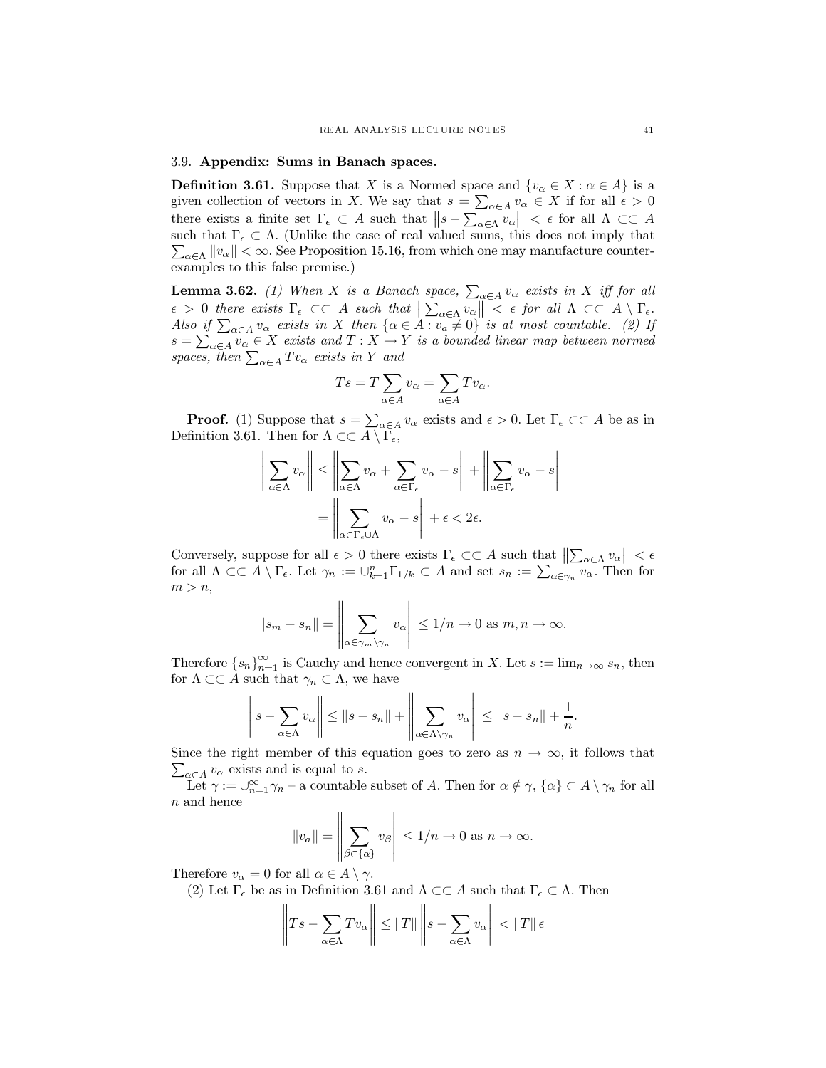### 3.9. Appendix: Sums in Banach spaces.

**Definition 3.61.** Suppose that $X$ is a Normed space and $\{v_\alpha \in X : \alpha \in A\}$ is a given collection of vectors in $X$. We say that $s = \sum_{\alpha \in A} v_\alpha \in X$ if for all $\epsilon > 0$ there exists a finite set $\Gamma_\epsilon \subset A$ such that $\left\| s - \sum_{\alpha \in \Lambda} v_\alpha \right\| < \epsilon$ for all $\Lambda \subset\subset A$ such that $\Gamma_\epsilon \subset \Lambda$. (Unlike the case of real valued sums, this does not imply that $\sum_{\alpha \in \Lambda} \|v_\alpha\| < \infty$. See Proposition 15.16, from which one may manufacture counter-examples to this false premise.)

**Lemma 3.62.** *(1) When $X$ is a Banach space, $\sum_{\alpha \in A} v_\alpha$ exists in $X$ iff for all $\epsilon > 0$ there exists $\Gamma_\epsilon \subset\subset A$ such that $\left\| \sum_{\alpha \in \Lambda} v_\alpha \right\| < \epsilon$ for all $\Lambda \subset\subset A \setminus \Gamma_\epsilon$. Also if $\sum_{\alpha \in A} v_\alpha$ exists in $X$ then $\{\alpha \in A : v_a \neq 0\}$ is at most countable. (2) If $s = \sum_{\alpha \in A} v_\alpha \in X$ exists and $T : X \to Y$ is a bounded linear map between normed spaces, then $\sum_{\alpha \in A} T v_\alpha$ exists in $Y$ and*

$$Ts = T \sum_{\alpha \in A} v_\alpha = \sum_{\alpha \in A} T v_\alpha.$$

**Proof.** (1) Suppose that $s = \sum_{\alpha \in A} v_\alpha$ exists and $\epsilon > 0$. Let $\Gamma_\epsilon \subset\subset A$ be as in Definition 3.61. Then for $\Lambda \subset\subset A \setminus \Gamma_\epsilon$,

$$\begin{aligned}
\left\| \sum_{\alpha \in \Lambda} v_\alpha \right\| &\leq \left\| \sum_{\alpha \in \Lambda} v_\alpha + \sum_{\alpha \in \Gamma_\epsilon} v_\alpha - s \right\| + \left\| \sum_{\alpha \in \Gamma_\epsilon} v_\alpha - s \right\| \\
&= \left\| \sum_{\alpha \in \Gamma_\epsilon \cup \Lambda} v_\alpha - s \right\| + \epsilon < 2\epsilon.
\end{aligned}$$

Conversely, suppose for all $\epsilon > 0$ there exists $\Gamma_\epsilon \subset\subset A$ such that $\left\| \sum_{\alpha \in \Lambda} v_\alpha \right\| < \epsilon$ for all $\Lambda \subset\subset A \setminus \Gamma_\epsilon$. Let $\gamma_n := \cup_{k=1}^n \Gamma_{1/k} \subset A$ and set $s_n := \sum_{\alpha \in \gamma_n} v_\alpha$. Then for $m > n$,

$$\|s_m - s_n\| = \left\| \sum_{\alpha \in \gamma_m \setminus \gamma_n} v_\alpha \right\| \leq 1/n \to 0 \text{ as } m, n \to \infty.$$

Therefore $\{s_n\}_{n=1}^\infty$ is Cauchy and hence convergent in $X$. Let $s := \lim_{n \to \infty} s_n$, then for $\Lambda \subset\subset A$ such that $\gamma_n \subset \Lambda$, we have

$$\left\| s - \sum_{\alpha \in \Lambda} v_\alpha \right\| \leq \|s - s_n\| + \left\| \sum_{\alpha \in \Lambda \setminus \gamma_n} v_\alpha \right\| \leq \|s - s_n\| + \frac{1}{n}.$$

Since the right member of this equation goes to zero as $n \to \infty$, it follows that $\sum_{\alpha \in A} v_\alpha$ exists and is equal to $s$.

Let $\gamma := \cup_{n=1}^\infty \gamma_n$ – a countable subset of $A$. Then for $\alpha \notin \gamma$, $\{\alpha\} \subset A \setminus \gamma_n$ for all $n$ and hence

$$\|v_a\| = \left\| \sum_{\beta \in \{\alpha\}} v_\beta \right\| \leq 1/n \to 0 \text{ as } n \to \infty.$$

Therefore $v_\alpha = 0$ for all $\alpha \in A \setminus \gamma$.

(2) Let $\Gamma_\epsilon$ be as in Definition 3.61 and $\Lambda \subset\subset A$ such that $\Gamma_\epsilon \subset \Lambda$. Then

$$\left\| Ts - \sum_{\alpha \in \Lambda} T v_\alpha \right\| \leq \|T\| \left\| s - \sum_{\alpha \in \Lambda} v_\alpha \right\| < \|T\| \, \epsilon$$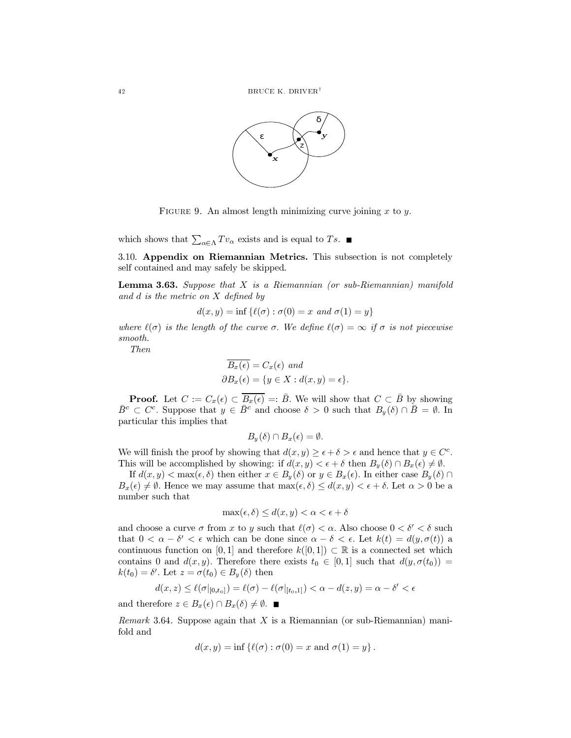FIGURE 9. An almost length minimizing curve joining $x$ to $y$.

which shows that $\sum_{\alpha\in\Lambda} Tv_\alpha$ exists and is equal to $Ts$. ■

### 3.10. Appendix on Riemannian Metrics.

This subsection is not completely self contained and may safely be skipped.

**Lemma 3.63.** *Suppose that $X$ is a Riemannian (or sub-Riemannian) manifold and $d$ is the metric on $X$ defined by*

$$d(x,y) = \inf\{\ell(\sigma) : \sigma(0) = x \text{ and } \sigma(1) = y\}$$

*where $\ell(\sigma)$ is the length of the curve $\sigma$. We define $\ell(\sigma) = \infty$ if $\sigma$ is not piecewise smooth.*

*Then*

$$\overline{B_x(\epsilon)} = C_x(\epsilon) \text{ and}$$
$$\partial B_x(\epsilon) = \{y \in X : d(x,y) = \epsilon\}.$$

**Proof.** Let $C := C_x(\epsilon) \subset \overline{B_x(\epsilon)} =: \bar{B}$. We will show that $C \subset \bar{B}$ by showing $\bar{B}^c \subset C^c$. Suppose that $y \in \bar{B}^c$ and choose $\delta > 0$ such that $B_y(\delta) \cap \bar{B} = \emptyset$. In particular this implies that

$$B_y(\delta) \cap B_x(\epsilon) = \emptyset.$$

We will finish the proof by showing that $d(x,y) \geq \epsilon + \delta > \epsilon$ and hence that $y \in C^c$. This will be accomplished by showing: if $d(x,y) < \epsilon + \delta$ then $B_y(\delta) \cap B_x(\epsilon) \neq \emptyset$.

If $d(x,y) < \max(\epsilon, \delta)$ then either $x \in B_y(\delta)$ or $y \in B_x(\epsilon)$. In either case $B_y(\delta) \cap B_x(\epsilon) \neq \emptyset$. Hence we may assume that $\max(\epsilon, \delta) \leq d(x,y) < \epsilon + \delta$. Let $\alpha > 0$ be a number such that

$$\max(\epsilon, \delta) \leq d(x,y) < \alpha < \epsilon + \delta$$

and choose a curve $\sigma$ from $x$ to $y$ such that $\ell(\sigma) < \alpha$. Also choose $0 < \delta' < \delta$ such that $0 < \alpha - \delta' < \epsilon$ which can be done since $\alpha - \delta < \epsilon$. Let $k(t) = d(y, \sigma(t))$ a continuous function on $[0,1]$ and therefore $k([0,1]) \subset \mathbb{R}$ is a connected set which contains 0 and $d(x,y)$. Therefore there exists $t_0 \in [0,1]$ such that $d(y, \sigma(t_0)) = k(t_0) = \delta'$. Let $z = \sigma(t_0) \in B_y(\delta)$ then

$$d(x,z) \leq \ell(\sigma|_{[0,t_0]}) = \ell(\sigma) - \ell(\sigma|_{[t_0,1]}) < \alpha - d(z,y) = \alpha - \delta' < \epsilon$$

and therefore $z \in B_x(\epsilon) \cap B_x(\delta) \neq \emptyset$. ■

*Remark* 3.64. Suppose again that $X$ is a Riemannian (or sub-Riemannian) manifold and

$$d(x,y) = \inf\{\ell(\sigma) : \sigma(0) = x \text{ and } \sigma(1) = y\}.$$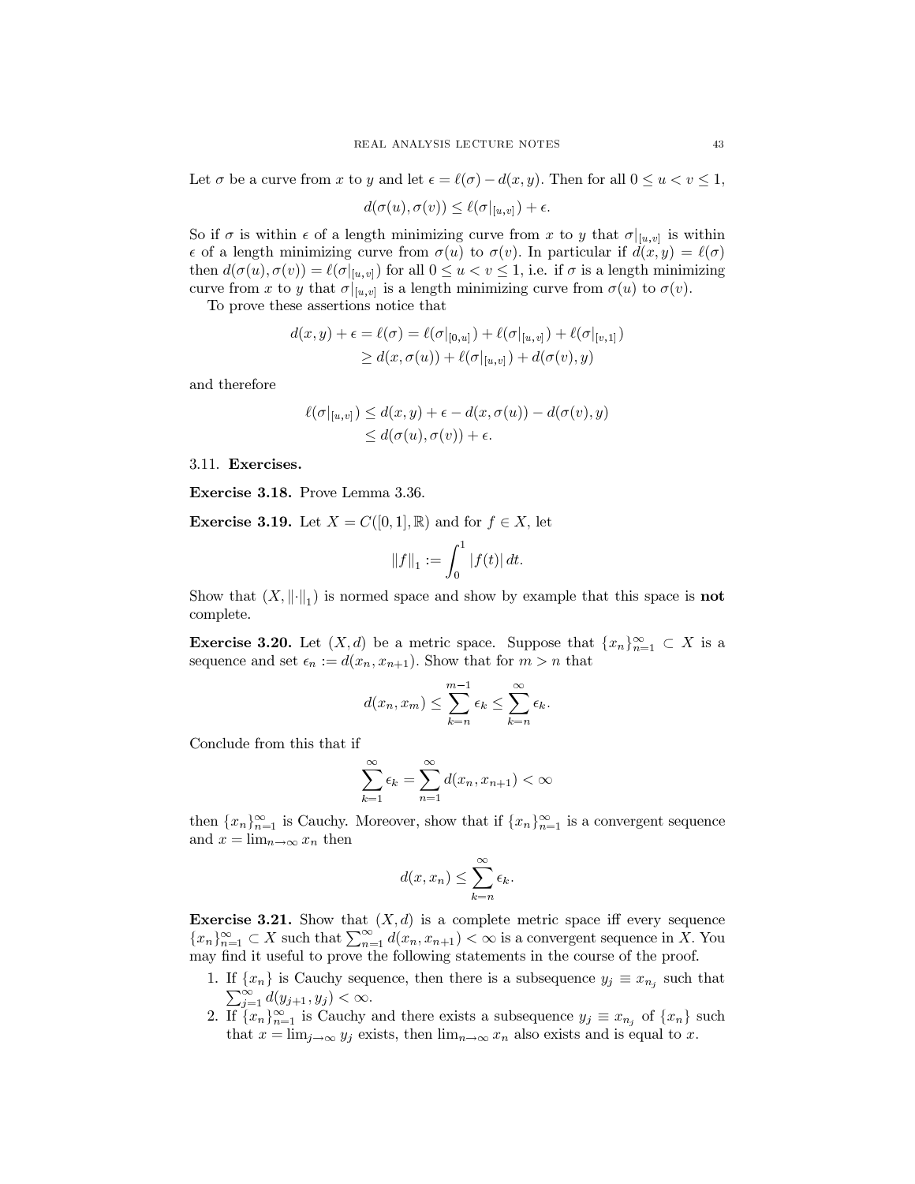Let $\sigma$ be a curve from $x$ to $y$ and let $\epsilon = \ell(\sigma) - d(x, y)$. Then for all $0 \le u < v \le 1$,

$$d(\sigma(u), \sigma(v)) \le \ell(\sigma|_{[u,v]}) + \epsilon.$$

So if $\sigma$ is within $\epsilon$ of a length minimizing curve from $x$ to $y$ that $\sigma|_{[u,v]}$ is within $\epsilon$ of a length minimizing curve from $\sigma(u)$ to $\sigma(v)$. In particular if $d(x, y) = \ell(\sigma)$ then $d(\sigma(u), \sigma(v)) = \ell(\sigma|_{[u,v]})$ for all $0 \le u < v \le 1$, i.e. if $\sigma$ is a length minimizing curve from $x$ to $y$ that $\sigma|_{[u,v]}$ is a length minimizing curve from $\sigma(u)$ to $\sigma(v)$.

To prove these assertions notice that

$$\begin{aligned} d(x, y) + \epsilon = \ell(\sigma) &= \ell(\sigma|_{[0,u]}) + \ell(\sigma|_{[u,v]}) + \ell(\sigma|_{[v,1]}) \\ &\ge d(x, \sigma(u)) + \ell(\sigma|_{[u,v]}) + d(\sigma(v), y) \end{aligned}$$

and therefore

$$\begin{aligned} \ell(\sigma|_{[u,v]}) &\le d(x, y) + \epsilon - d(x, \sigma(u)) - d(\sigma(v), y) \\ &\le d(\sigma(u), \sigma(v)) + \epsilon. \end{aligned}$$

### 3.11. Exercises.

**Exercise 3.18.** Prove Lemma 3.36.

**Exercise 3.19.** Let $X = C([0, 1], \mathbb{R})$ and for $f \in X$, let

$$\|f\|_1 := \int_0^1 |f(t)|\, dt.$$

Show that $(X, \|\cdot\|_1)$ is normed space and show by example that this space is **not** complete.

**Exercise 3.20.** Let $(X, d)$ be a metric space. Suppose that $\{x_n\}_{n=1}^\infty \subset X$ is a sequence and set $\epsilon_n := d(x_n, x_{n+1})$. Show that for $m > n$ that

$$d(x_n, x_m) \le \sum_{k=n}^{m-1} \epsilon_k \le \sum_{k=n}^{\infty} \epsilon_k.$$

Conclude from this that if

$$\sum_{k=1}^{\infty} \epsilon_k = \sum_{n=1}^{\infty} d(x_n, x_{n+1}) < \infty$$

then $\{x_n\}_{n=1}^\infty$ is Cauchy. Moreover, show that if $\{x_n\}_{n=1}^\infty$ is a convergent sequence and $x = \lim_{n\to\infty} x_n$ then

$$d(x, x_n) \le \sum_{k=n}^{\infty} \epsilon_k.$$

**Exercise 3.21.** Show that $(X, d)$ is a complete metric space iff every sequence $\{x_n\}_{n=1}^\infty \subset X$ such that $\sum_{n=1}^\infty d(x_n, x_{n+1}) < \infty$ is a convergent sequence in $X$. You may find it useful to prove the following statements in the course of the proof.

1. If $\{x_n\}$ is Cauchy sequence, then there is a subsequence $y_j \equiv x_{n_j}$ such that $\sum_{j=1}^\infty d(y_{j+1}, y_j) < \infty$.
2. If $\{x_n\}_{n=1}^\infty$ is Cauchy and there exists a subsequence $y_j \equiv x_{n_j}$ of $\{x_n\}$ such that $x = \lim_{j\to\infty} y_j$ exists, then $\lim_{n\to\infty} x_n$ also exists and is equal to $x$.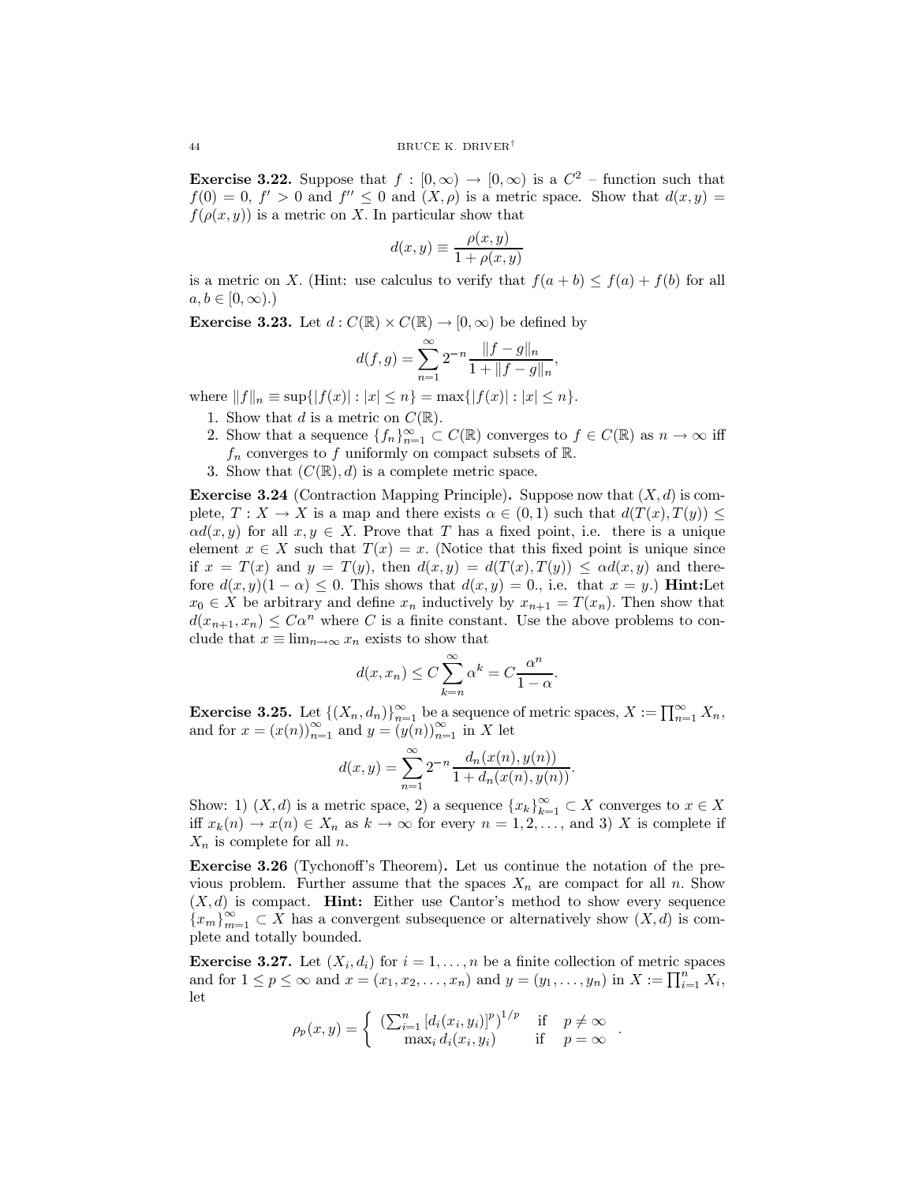**Exercise 3.22.** Suppose that $f : [0, \infty) \to [0, \infty)$ is a $C^2$ – function such that $f(0) = 0$, $f' > 0$ and $f'' \leq 0$ and $(X, \rho)$ is a metric space. Show that $d(x, y) = f(\rho(x, y))$ is a metric on $X$. In particular show that

$$d(x, y) \equiv \frac{\rho(x, y)}{1 + \rho(x, y)}$$

is a metric on $X$. (Hint: use calculus to verify that $f(a + b) \leq f(a) + f(b)$ for all $a, b \in [0, \infty)$.)

**Exercise 3.23.** Let $d : C(\mathbb{R}) \times C(\mathbb{R}) \to [0, \infty)$ be defined by

$$d(f, g) = \sum_{n=1}^{\infty} 2^{-n} \frac{\|f - g\|_n}{1 + \|f - g\|_n},$$

where $\|f\|_n \equiv \sup\{|f(x)| : |x| \leq n\} = \max\{|f(x)| : |x| \leq n\}$.

1. Show that $d$ is a metric on $C(\mathbb{R})$.
2. Show that a sequence $\{f_n\}_{n=1}^{\infty} \subset C(\mathbb{R})$ converges to $f \in C(\mathbb{R})$ as $n \to \infty$ iff $f_n$ converges to $f$ uniformly on compact subsets of $\mathbb{R}$.
3. Show that $(C(\mathbb{R}), d)$ is a complete metric space.

**Exercise 3.24** (Contraction Mapping Principle)**.** Suppose now that $(X, d)$ is complete, $T : X \to X$ is a map and there exists $\alpha \in (0, 1)$ such that $d(T(x), T(y)) \leq \alpha d(x, y)$ for all $x, y \in X$. Prove that $T$ has a fixed point, i.e. there is a unique element $x \in X$ such that $T(x) = x$. (Notice that this fixed point is unique since if $x = T(x)$ and $y = T(y)$, then $d(x, y) = d(T(x), T(y)) \leq \alpha d(x, y)$ and therefore $d(x, y)(1 - \alpha) \leq 0$. This shows that $d(x, y) = 0.$, i.e. that $x = y$.) **Hint:**Let $x_0 \in X$ be arbitrary and define $x_n$ inductively by $x_{n+1} = T(x_n)$. Then show that $d(x_{n+1}, x_n) \leq C\alpha^n$ where $C$ is a finite constant. Use the above problems to conclude that $x \equiv \lim_{n\to\infty} x_n$ exists to show that

$$d(x, x_n) \leq C \sum_{k=n}^{\infty} \alpha^k = C \frac{\alpha^n}{1 - \alpha}.$$

**Exercise 3.25.** Let $\{(X_n, d_n)\}_{n=1}^{\infty}$ be a sequence of metric spaces, $X := \prod_{n=1}^{\infty} X_n$, and for $x = (x(n))_{n=1}^{\infty}$ and $y = (y(n))_{n=1}^{\infty}$ in $X$ let

$$d(x, y) = \sum_{n=1}^{\infty} 2^{-n} \frac{d_n(x(n), y(n))}{1 + d_n(x(n), y(n))}.$$

Show: 1) $(X, d)$ is a metric space, 2) a sequence $\{x_k\}_{k=1}^{\infty} \subset X$ converges to $x \in X$ iff $x_k(n) \to x(n) \in X_n$ as $k \to \infty$ for every $n = 1, 2, \ldots,$ and 3) $X$ is complete if $X_n$ is complete for all $n$.

**Exercise 3.26** (Tychonoff's Theorem)**.** Let us continue the notation of the previous problem. Further assume that the spaces $X_n$ are compact for all $n$. Show $(X, d)$ is compact. **Hint:** Either use Cantor's method to show every sequence $\{x_m\}_{m=1}^{\infty} \subset X$ has a convergent subsequence or alternatively show $(X, d)$ is complete and totally bounded.

**Exercise 3.27.** Let $(X_i, d_i)$ for $i = 1, \ldots, n$ be a finite collection of metric spaces and for $1 \leq p \leq \infty$ and $x = (x_1, x_2, \ldots, x_n)$ and $y = (y_1, \ldots, y_n)$ in $X := \prod_{i=1}^{n} X_i$, let

$$\rho_p(x, y) = \begin{cases} \left(\sum_{i=1}^{n} [d_i(x_i, y_i)]^p\right)^{1/p} & \text{if} \quad p \neq \infty \\ \max_i d_i(x_i, y_i) & \text{if} \quad p = \infty \end{cases}.$$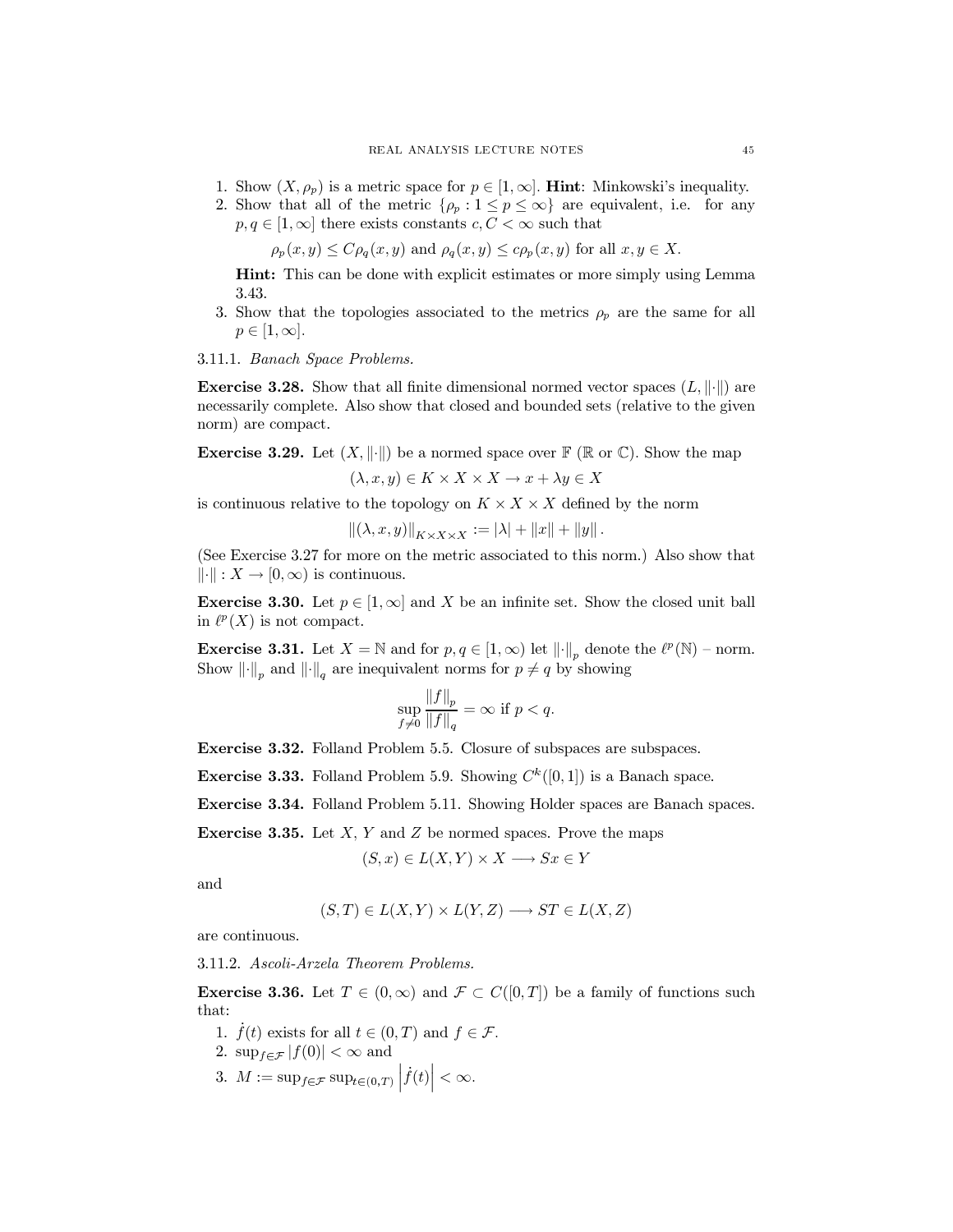1. Show $(X, \rho_p)$ is a metric space for $p \in [1, \infty]$. **Hint**: Minkowski's inequality.
2. Show that all of the metric $\{\rho_p : 1 \le p \le \infty\}$ are equivalent, i.e. for any $p, q \in [1, \infty]$ there exists constants $c, C < \infty$ such that

$$\rho_p(x, y) \le C\rho_q(x, y) \text{ and } \rho_q(x, y) \le c\rho_p(x, y) \text{ for all } x, y \in X.$$

**Hint:** This can be done with explicit estimates or more simply using Lemma 3.43.
3. Show that the topologies associated to the metrics $\rho_p$ are the same for all $p \in [1, \infty]$.

3.11.1. *Banach Space Problems.*

**Exercise 3.28.** Show that all finite dimensional normed vector spaces $(L, \|\cdot\|)$ are necessarily complete. Also show that closed and bounded sets (relative to the given norm) are compact.

**Exercise 3.29.** Let $(X, \|\cdot\|)$ be a normed space over $\mathbb{F}$ ($\mathbb{R}$ or $\mathbb{C}$). Show the map

$$(\lambda, x, y) \in K \times X \times X \to x + \lambda y \in X$$

is continuous relative to the topology on $K \times X \times X$ defined by the norm

$$\|(\lambda, x, y)\|_{K \times X \times X} := |\lambda| + \|x\| + \|y\|.$$

(See Exercise 3.27 for more on the metric associated to this norm.) Also show that $\|\cdot\| : X \to [0, \infty)$ is continuous.

**Exercise 3.30.** Let $p \in [1, \infty]$ and $X$ be an infinite set. Show the closed unit ball in $\ell^p(X)$ is not compact.

**Exercise 3.31.** Let $X = \mathbb{N}$ and for $p, q \in [1, \infty)$ let $\|\cdot\|_p$ denote the $\ell^p(\mathbb{N})$ – norm. Show $\|\cdot\|_p$ and $\|\cdot\|_q$ are inequivalent norms for $p \ne q$ by showing

$$\sup_{f \ne 0} \frac{\|f\|_p}{\|f\|_q} = \infty \text{ if } p < q.$$

**Exercise 3.32.** Folland Problem 5.5. Closure of subspaces are subspaces.

**Exercise 3.33.** Folland Problem 5.9. Showing $C^k([0, 1])$ is a Banach space.

**Exercise 3.34.** Folland Problem 5.11. Showing Holder spaces are Banach spaces.

**Exercise 3.35.** Let $X$, $Y$ and $Z$ be normed spaces. Prove the maps

$$(S, x) \in L(X, Y) \times X \longrightarrow Sx \in Y$$

and

$$(S, T) \in L(X, Y) \times L(Y, Z) \longrightarrow ST \in L(X, Z)$$

are continuous.

3.11.2. *Ascoli-Arzela Theorem Problems.*

**Exercise 3.36.** Let $T \in (0, \infty)$ and $\mathcal{F} \subset C([0, T])$ be a family of functions such that:

1. $\dot{f}(t)$ exists for all $t \in (0, T)$ and $f \in \mathcal{F}$.
2. $\sup_{f \in \mathcal{F}} |f(0)| < \infty$ and
3. $M := \sup_{f \in \mathcal{F}} \sup_{t \in (0, T)} \left|\dot{f}(t)\right| < \infty$.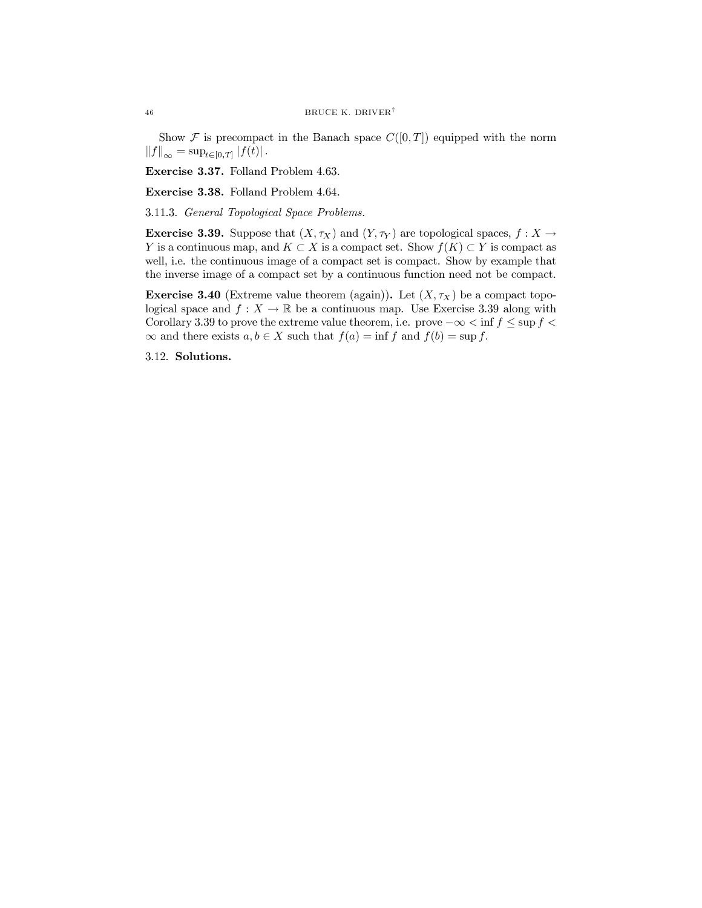Show $\mathcal{F}$ is precompact in the Banach space $C([0,T])$ equipped with the norm $\|f\|_\infty = \sup_{t\in[0,T]} |f(t)|$.

**Exercise 3.37.** Folland Problem 4.63.

**Exercise 3.38.** Folland Problem 4.64.

3.11.3. *General Topological Space Problems.*

**Exercise 3.39.** Suppose that $(X, \tau_X)$ and $(Y, \tau_Y)$ are topological spaces, $f : X \to Y$ is a continuous map, and $K \subset X$ is a compact set. Show $f(K) \subset Y$ is compact as well, i.e. the continuous image of a compact set is compact. Show by example that the inverse image of a compact set by a continuous function need not be compact.

**Exercise 3.40** (Extreme value theorem (again))**.** Let $(X, \tau_X)$ be a compact topological space and $f : X \to \mathbb{R}$ be a continuous map. Use Exercise 3.39 along with Corollary 3.39 to prove the extreme value theorem, i.e. prove $-\infty < \inf f \le \sup f < \infty$ and there exists $a, b \in X$ such that $f(a) = \inf f$ and $f(b) = \sup f$.

3.12. **Solutions.**